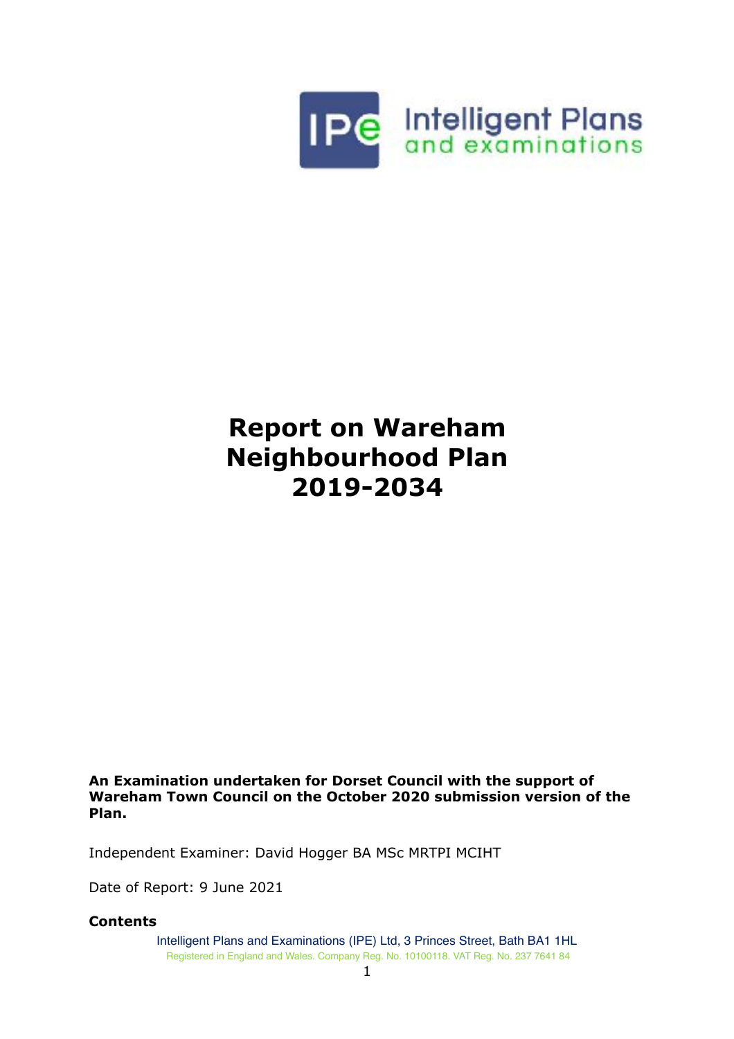Intelligent Plans and examinations

# Report on Wareham Neighbourhood Plan 2019-2034

**An Examination undertaken for Dorset Council with the support of Wareham Town Council on the October 2020 submission version of the Plan.**

Independent Examiner: David Hogger BA MSc MRTPI MCIHT

Date of Report: 9 June 2021

**Contents**

Intelligent Plans and Examinations (IPE) Ltd, 3 Princes Street, Bath BA1 1HL
Registered in England and Wales. Company Reg. No. 10100118. VAT Reg. No. 237 7641 84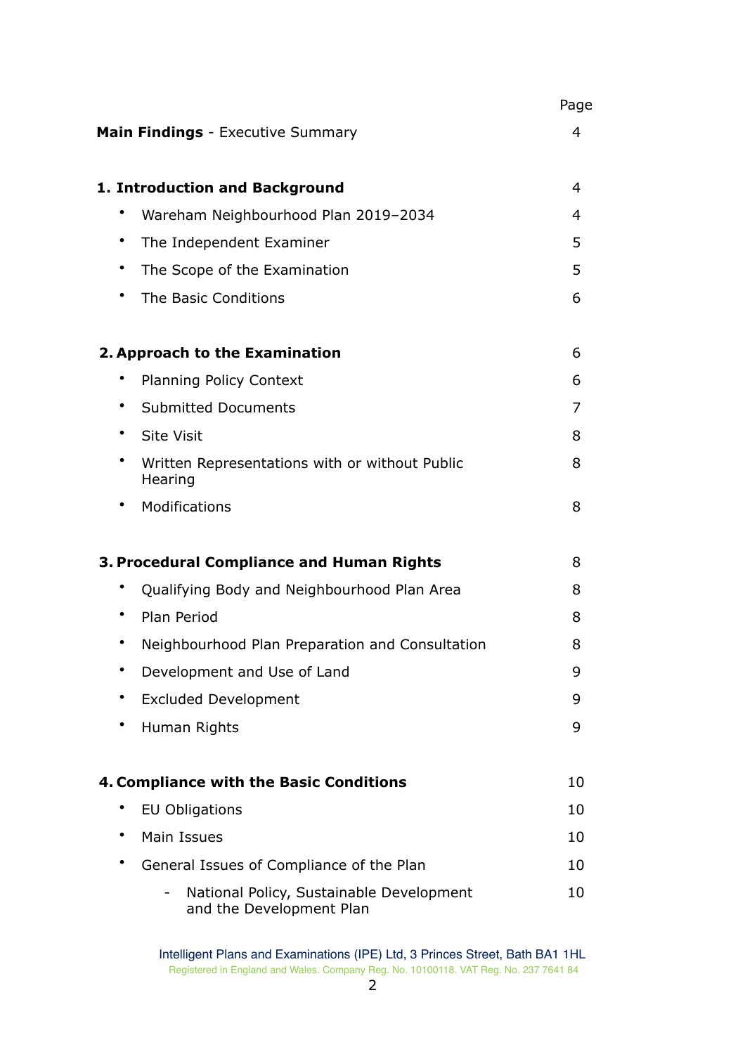| | Page |
|---|---|
| **Main Findings** - Executive Summary | 4 |
| **1. Introduction and Background** | 4 |
| • Wareham Neighbourhood Plan 2019–2034 | 4 |
| • The Independent Examiner | 5 |
| • The Scope of the Examination | 5 |
| • The Basic Conditions | 6 |
| **2. Approach to the Examination** | 6 |
| • Planning Policy Context | 6 |
| • Submitted Documents | 7 |
| • Site Visit | 8 |
| • Written Representations with or without Public Hearing | 8 |
| • Modifications | 8 |
| **3. Procedural Compliance and Human Rights** | 8 |
| • Qualifying Body and Neighbourhood Plan Area | 8 |
| • Plan Period | 8 |
| • Neighbourhood Plan Preparation and Consultation | 8 |
| • Development and Use of Land | 9 |
| • Excluded Development | 9 |
| • Human Rights | 9 |
| **4. Compliance with the Basic Conditions** | 10 |
| • EU Obligations | 10 |
| • Main Issues | 10 |
| • General Issues of Compliance of the Plan | 10 |
| - National Policy, Sustainable Development and the Development Plan | 10 |

Intelligent Plans and Examinations (IPE) Ltd, 3 Princes Street, Bath BA1 1HL
Registered in England and Wales. Company Reg. No. 10100118. VAT Reg. No. 237 7641 84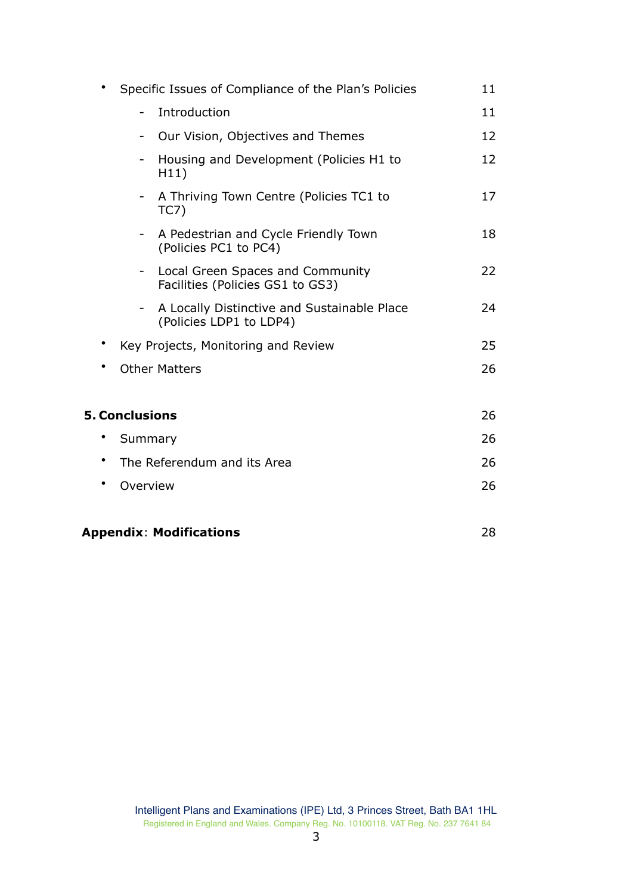- Specific Issues of Compliance of the Plan's Policies 11
  - Introduction 11
  - Our Vision, Objectives and Themes 12
  - Housing and Development (Policies H1 to H11) 12
  - A Thriving Town Centre (Policies TC1 to TC7) 17
  - A Pedestrian and Cycle Friendly Town (Policies PC1 to PC4) 18
  - Local Green Spaces and Community Facilities (Policies GS1 to GS3) 22
  - A Locally Distinctive and Sustainable Place (Policies LDP1 to LDP4) 24
- Key Projects, Monitoring and Review 25
- Other Matters 26

**5. Conclusions** 26

- Summary 26
- The Referendum and its Area 26
- Overview 26

**Appendix**: **Modifications** 28

Intelligent Plans and Examinations (IPE) Ltd, 3 Princes Street, Bath BA1 1HL
Registered in England and Wales. Company Reg. No. 10100118. VAT Reg. No. 237 7641 84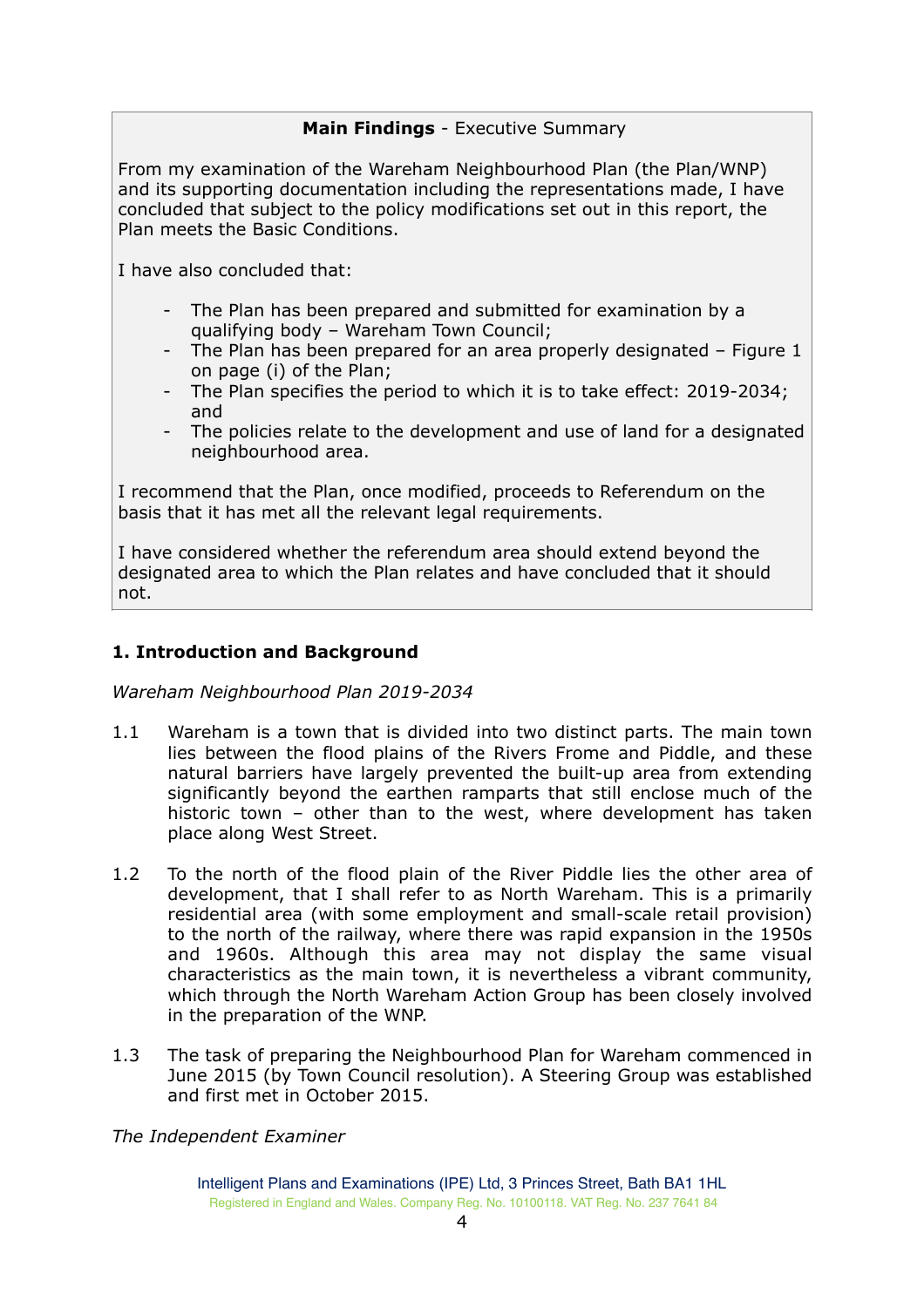**Main Findings** - Executive Summary

From my examination of the Wareham Neighbourhood Plan (the Plan/WNP) and its supporting documentation including the representations made, I have concluded that subject to the policy modifications set out in this report, the Plan meets the Basic Conditions.

I have also concluded that:

- The Plan has been prepared and submitted for examination by a qualifying body – Wareham Town Council;
- The Plan has been prepared for an area properly designated – Figure 1 on page (i) of the Plan;
- The Plan specifies the period to which it is to take effect: 2019-2034; and
- The policies relate to the development and use of land for a designated neighbourhood area.

I recommend that the Plan, once modified, proceeds to Referendum on the basis that it has met all the relevant legal requirements.

I have considered whether the referendum area should extend beyond the designated area to which the Plan relates and have concluded that it should not.

## 1. Introduction and Background

*Wareham Neighbourhood Plan 2019-2034*

1.1 Wareham is a town that is divided into two distinct parts. The main town lies between the flood plains of the Rivers Frome and Piddle, and these natural barriers have largely prevented the built-up area from extending significantly beyond the earthen ramparts that still enclose much of the historic town – other than to the west, where development has taken place along West Street.

1.2 To the north of the flood plain of the River Piddle lies the other area of development, that I shall refer to as North Wareham. This is a primarily residential area (with some employment and small-scale retail provision) to the north of the railway, where there was rapid expansion in the 1950s and 1960s. Although this area may not display the same visual characteristics as the main town, it is nevertheless a vibrant community, which through the North Wareham Action Group has been closely involved in the preparation of the WNP.

1.3 The task of preparing the Neighbourhood Plan for Wareham commenced in June 2015 (by Town Council resolution). A Steering Group was established and first met in October 2015.

*The Independent Examiner*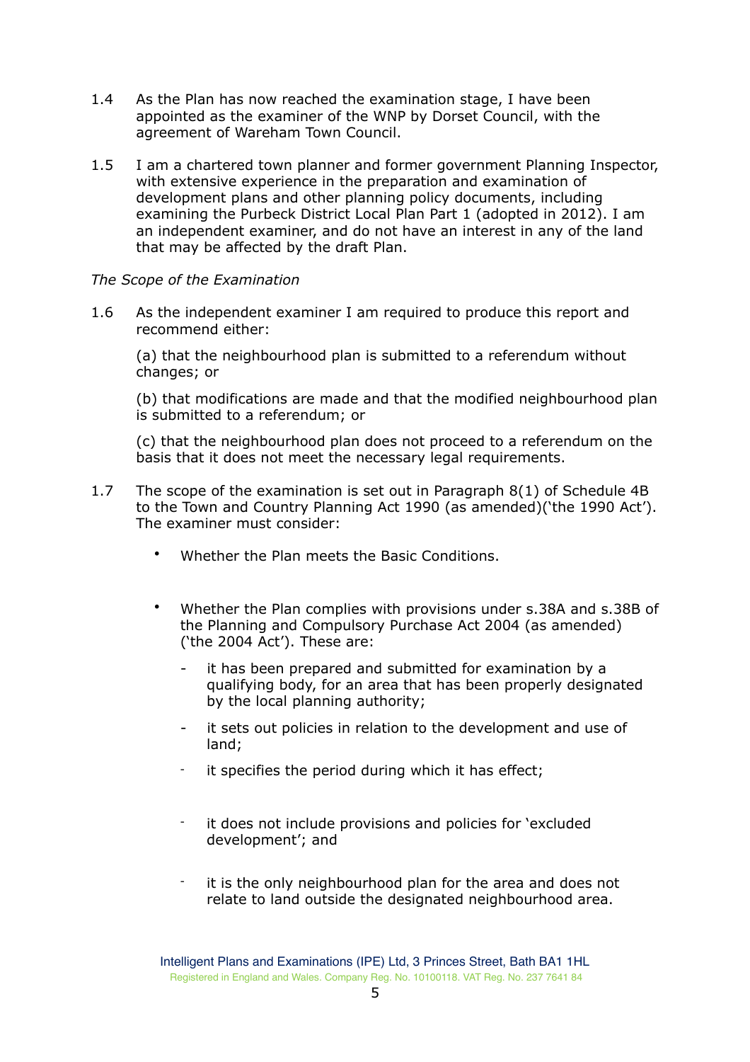1.4 As the Plan has now reached the examination stage, I have been appointed as the examiner of the WNP by Dorset Council, with the agreement of Wareham Town Council.

1.5 I am a chartered town planner and former government Planning Inspector, with extensive experience in the preparation and examination of development plans and other planning policy documents, including examining the Purbeck District Local Plan Part 1 (adopted in 2012). I am an independent examiner, and do not have an interest in any of the land that may be affected by the draft Plan.

*The Scope of the Examination*

1.6 As the independent examiner I am required to produce this report and recommend either:

(a) that the neighbourhood plan is submitted to a referendum without changes; or

(b) that modifications are made and that the modified neighbourhood plan is submitted to a referendum; or

(c) that the neighbourhood plan does not proceed to a referendum on the basis that it does not meet the necessary legal requirements.

1.7 The scope of the examination is set out in Paragraph 8(1) of Schedule 4B to the Town and Country Planning Act 1990 (as amended)('the 1990 Act'). The examiner must consider:

- Whether the Plan meets the Basic Conditions.
- Whether the Plan complies with provisions under s.38A and s.38B of the Planning and Compulsory Purchase Act 2004 (as amended) ('the 2004 Act'). These are:
    - it has been prepared and submitted for examination by a qualifying body, for an area that has been properly designated by the local planning authority;
    - it sets out policies in relation to the development and use of land;
    - it specifies the period during which it has effect;
    - it does not include provisions and policies for 'excluded development'; and
    - it is the only neighbourhood plan for the area and does not relate to land outside the designated neighbourhood area.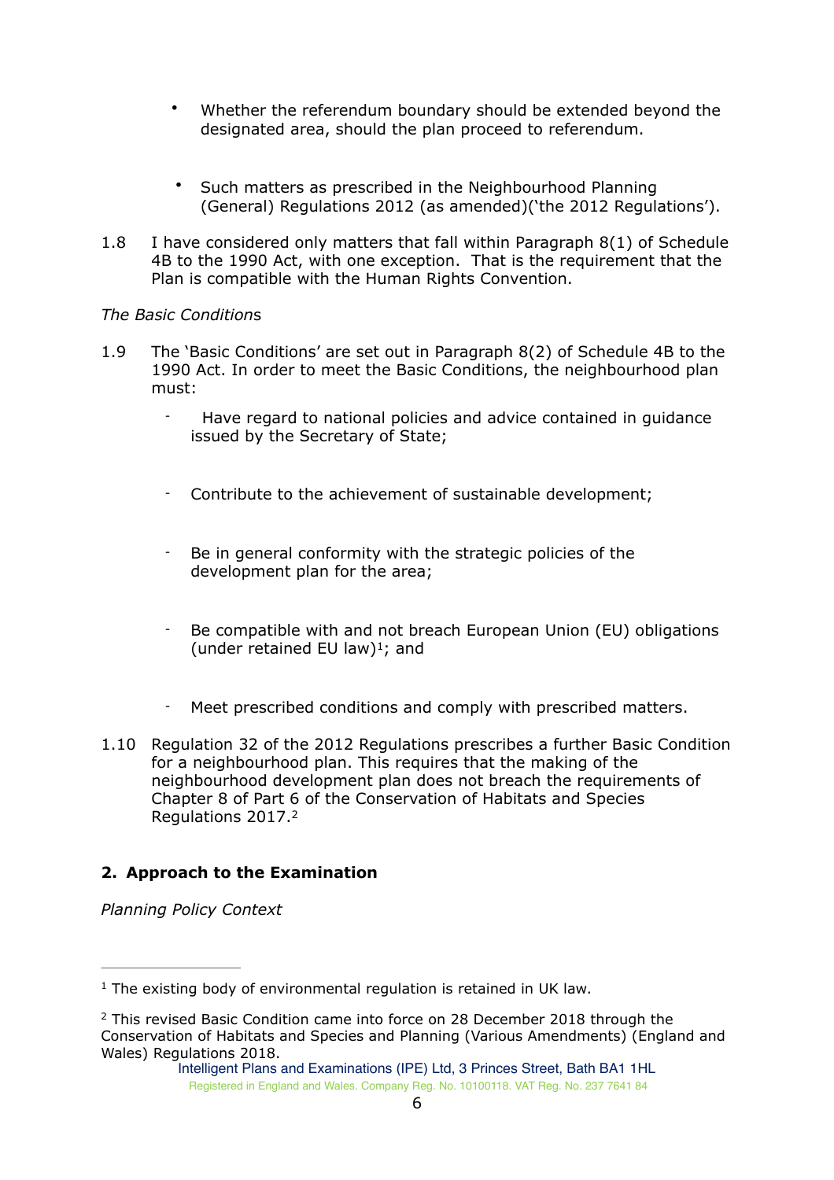- Whether the referendum boundary should be extended beyond the designated area, should the plan proceed to referendum.

- Such matters as prescribed in the Neighbourhood Planning (General) Regulations 2012 (as amended)('the 2012 Regulations').

1.8 I have considered only matters that fall within Paragraph 8(1) of Schedule 4B to the 1990 Act, with one exception. That is the requirement that the Plan is compatible with the Human Rights Convention.

*The Basic Conditions*

1.9 The 'Basic Conditions' are set out in Paragraph 8(2) of Schedule 4B to the 1990 Act. In order to meet the Basic Conditions, the neighbourhood plan must:

- Have regard to national policies and advice contained in guidance issued by the Secretary of State;

- Contribute to the achievement of sustainable development;

- Be in general conformity with the strategic policies of the development plan for the area;

- Be compatible with and not breach European Union (EU) obligations (under retained EU law)[1]; and

- Meet prescribed conditions and comply with prescribed matters.

1.10 Regulation 32 of the 2012 Regulations prescribes a further Basic Condition for a neighbourhood plan. This requires that the making of the neighbourhood development plan does not breach the requirements of Chapter 8 of Part 6 of the Conservation of Habitats and Species Regulations 2017.[2]

## 2. Approach to the Examination

*Planning Policy Context*

---

[1] The existing body of environmental regulation is retained in UK law.

[2] This revised Basic Condition came into force on 28 December 2018 through the Conservation of Habitats and Species and Planning (Various Amendments) (England and Wales) Regulations 2018.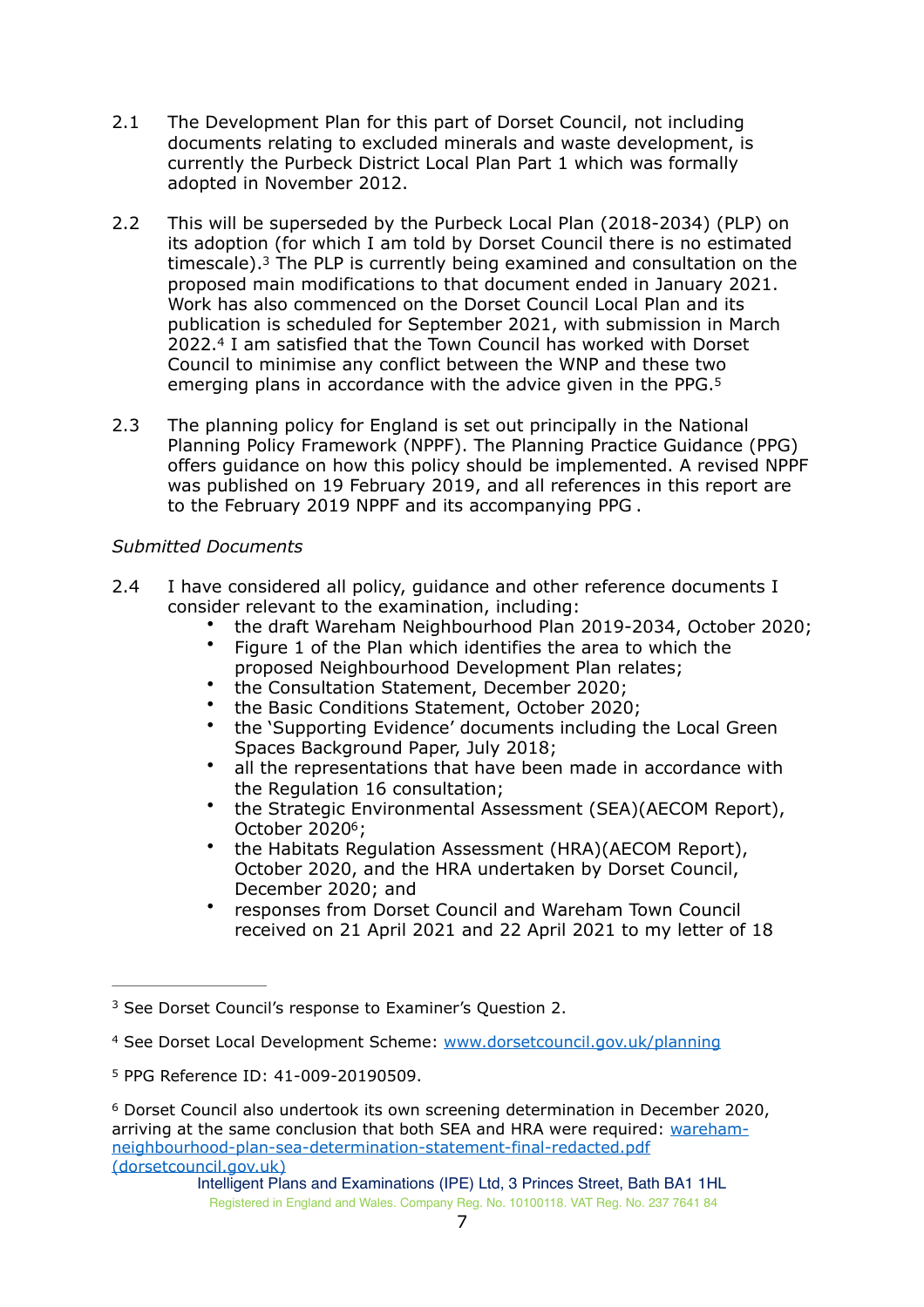2.1 The Development Plan for this part of Dorset Council, not including documents relating to excluded minerals and waste development, is currently the Purbeck District Local Plan Part 1 which was formally adopted in November 2012.

2.2 This will be superseded by the Purbeck Local Plan (2018-2034) (PLP) on its adoption (for which I am told by Dorset Council there is no estimated timescale).[3] The PLP is currently being examined and consultation on the proposed main modifications to that document ended in January 2021. Work has also commenced on the Dorset Council Local Plan and its publication is scheduled for September 2021, with submission in March 2022.[4] I am satisfied that the Town Council has worked with Dorset Council to minimise any conflict between the WNP and these two emerging plans in accordance with the advice given in the PPG.[5]

2.3 The planning policy for England is set out principally in the National Planning Policy Framework (NPPF). The Planning Practice Guidance (PPG) offers guidance on how this policy should be implemented. A revised NPPF was published on 19 February 2019, and all references in this report are to the February 2019 NPPF and its accompanying PPG .

*Submitted Documents*

2.4 I have considered all policy, guidance and other reference documents I consider relevant to the examination, including:

- the draft Wareham Neighbourhood Plan 2019-2034, October 2020;
- Figure 1 of the Plan which identifies the area to which the proposed Neighbourhood Development Plan relates;
- the Consultation Statement, December 2020;
- the Basic Conditions Statement, October 2020;
- the 'Supporting Evidence' documents including the Local Green Spaces Background Paper, July 2018;
- all the representations that have been made in accordance with the Regulation 16 consultation;
- the Strategic Environmental Assessment (SEA)(AECOM Report), October 2020[6];
- the Habitats Regulation Assessment (HRA)(AECOM Report), October 2020, and the HRA undertaken by Dorset Council, December 2020; and
- responses from Dorset Council and Wareham Town Council received on 21 April 2021 and 22 April 2021 to my letter of 18

---

[3] See Dorset Council's response to Examiner's Question 2.

[4] See Dorset Local Development Scheme: www.dorsetcouncil.gov.uk/planning

[5] PPG Reference ID: 41-009-20190509.

[6] Dorset Council also undertook its own screening determination in December 2020, arriving at the same conclusion that both SEA and HRA were required: wareham-neighbourhood-plan-sea-determination-statement-final-redacted.pdf (dorsetcouncil.gov.uk)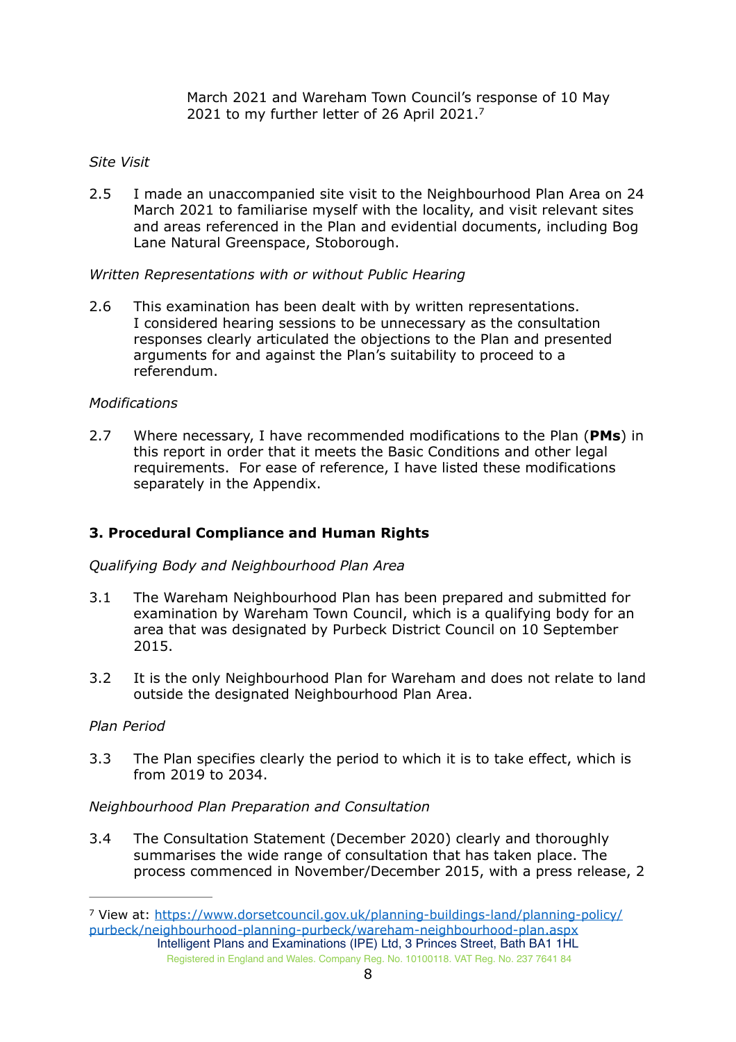March 2021 and Wareham Town Council's response of 10 May 2021 to my further letter of 26 April 2021.[7]

*Site Visit*

2.5 I made an unaccompanied site visit to the Neighbourhood Plan Area on 24 March 2021 to familiarise myself with the locality, and visit relevant sites and areas referenced in the Plan and evidential documents, including Bog Lane Natural Greenspace, Stoborough.

*Written Representations with or without Public Hearing*

2.6 This examination has been dealt with by written representations. I considered hearing sessions to be unnecessary as the consultation responses clearly articulated the objections to the Plan and presented arguments for and against the Plan's suitability to proceed to a referendum.

*Modifications*

2.7 Where necessary, I have recommended modifications to the Plan (**PMs**) in this report in order that it meets the Basic Conditions and other legal requirements. For ease of reference, I have listed these modifications separately in the Appendix.

### 3. Procedural Compliance and Human Rights

*Qualifying Body and Neighbourhood Plan Area*

3.1 The Wareham Neighbourhood Plan has been prepared and submitted for examination by Wareham Town Council, which is a qualifying body for an area that was designated by Purbeck District Council on 10 September 2015.

3.2 It is the only Neighbourhood Plan for Wareham and does not relate to land outside the designated Neighbourhood Plan Area.

*Plan Period*

3.3 The Plan specifies clearly the period to which it is to take effect, which is from 2019 to 2034.

*Neighbourhood Plan Preparation and Consultation*

3.4 The Consultation Statement (December 2020) clearly and thoroughly summarises the wide range of consultation that has taken place. The process commenced in November/December 2015, with a press release, 2

---

[7] View at: https://www.dorsetcouncil.gov.uk/planning-buildings-land/planning-policy/purbeck/neighbourhood-planning-purbeck/wareham-neighbourhood-plan.aspx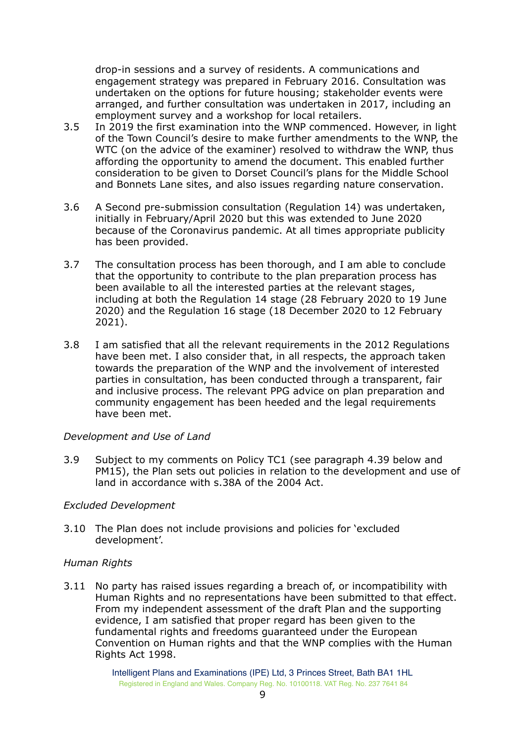drop-in sessions and a survey of residents. A communications and engagement strategy was prepared in February 2016. Consultation was undertaken on the options for future housing; stakeholder events were arranged, and further consultation was undertaken in 2017, including an employment survey and a workshop for local retailers.

3.5 In 2019 the first examination into the WNP commenced. However, in light of the Town Council's desire to make further amendments to the WNP, the WTC (on the advice of the examiner) resolved to withdraw the WNP, thus affording the opportunity to amend the document. This enabled further consideration to be given to Dorset Council's plans for the Middle School and Bonnets Lane sites, and also issues regarding nature conservation.

3.6 A Second pre-submission consultation (Regulation 14) was undertaken, initially in February/April 2020 but this was extended to June 2020 because of the Coronavirus pandemic. At all times appropriate publicity has been provided.

3.7 The consultation process has been thorough, and I am able to conclude that the opportunity to contribute to the plan preparation process has been available to all the interested parties at the relevant stages, including at both the Regulation 14 stage (28 February 2020 to 19 June 2020) and the Regulation 16 stage (18 December 2020 to 12 February 2021).

3.8 I am satisfied that all the relevant requirements in the 2012 Regulations have been met. I also consider that, in all respects, the approach taken towards the preparation of the WNP and the involvement of interested parties in consultation, has been conducted through a transparent, fair and inclusive process. The relevant PPG advice on plan preparation and community engagement has been heeded and the legal requirements have been met.

*Development and Use of Land*

3.9 Subject to my comments on Policy TC1 (see paragraph 4.39 below and PM15), the Plan sets out policies in relation to the development and use of land in accordance with s.38A of the 2004 Act.

*Excluded Development*

3.10 The Plan does not include provisions and policies for 'excluded development'.

*Human Rights*

3.11 No party has raised issues regarding a breach of, or incompatibility with Human Rights and no representations have been submitted to that effect. From my independent assessment of the draft Plan and the supporting evidence, I am satisfied that proper regard has been given to the fundamental rights and freedoms guaranteed under the European Convention on Human rights and that the WNP complies with the Human Rights Act 1998.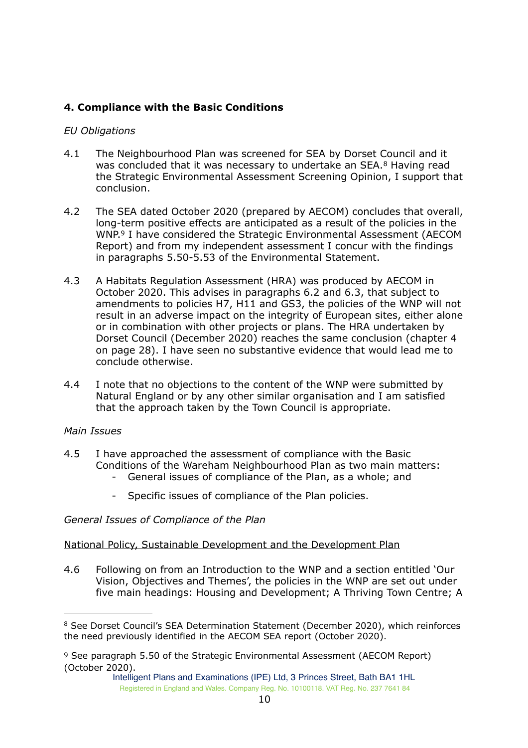## 4. Compliance with the Basic Conditions

*EU Obligations*

4.1 The Neighbourhood Plan was screened for SEA by Dorset Council and it was concluded that it was necessary to undertake an SEA.[8] Having read the Strategic Environmental Assessment Screening Opinion, I support that conclusion.

4.2 The SEA dated October 2020 (prepared by AECOM) concludes that overall, long-term positive effects are anticipated as a result of the policies in the WNP.[9] I have considered the Strategic Environmental Assessment (AECOM Report) and from my independent assessment I concur with the findings in paragraphs 5.50-5.53 of the Environmental Statement.

4.3 A Habitats Regulation Assessment (HRA) was produced by AECOM in October 2020. This advises in paragraphs 6.2 and 6.3, that subject to amendments to policies H7, H11 and GS3, the policies of the WNP will not result in an adverse impact on the integrity of European sites, either alone or in combination with other projects or plans. The HRA undertaken by Dorset Council (December 2020) reaches the same conclusion (chapter 4 on page 28). I have seen no substantive evidence that would lead me to conclude otherwise.

4.4 I note that no objections to the content of the WNP were submitted by Natural England or by any other similar organisation and I am satisfied that the approach taken by the Town Council is appropriate.

*Main Issues*

4.5 I have approached the assessment of compliance with the Basic Conditions of the Wareham Neighbourhood Plan as two main matters:

- General issues of compliance of the Plan, as a whole; and
- Specific issues of compliance of the Plan policies.

*General Issues of Compliance of the Plan*

<u>National Policy, Sustainable Development and the Development Plan</u>

4.6 Following on from an Introduction to the WNP and a section entitled 'Our Vision, Objectives and Themes', the policies in the WNP are set out under five main headings: Housing and Development; A Thriving Town Centre; A

---

[8] See Dorset Council's SEA Determination Statement (December 2020), which reinforces the need previously identified in the AECOM SEA report (October 2020).

[9] See paragraph 5.50 of the Strategic Environmental Assessment (AECOM Report) (October 2020).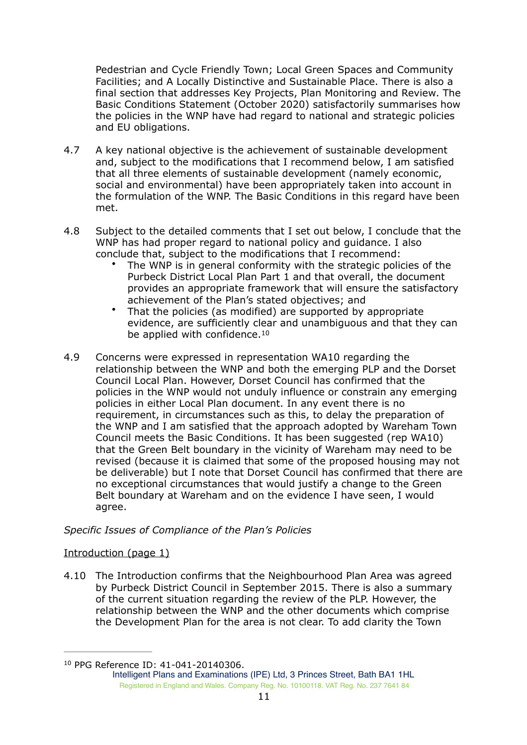Pedestrian and Cycle Friendly Town; Local Green Spaces and Community Facilities; and A Locally Distinctive and Sustainable Place. There is also a final section that addresses Key Projects, Plan Monitoring and Review. The Basic Conditions Statement (October 2020) satisfactorily summarises how the policies in the WNP have had regard to national and strategic policies and EU obligations.

4.7 A key national objective is the achievement of sustainable development and, subject to the modifications that I recommend below, I am satisfied that all three elements of sustainable development (namely economic, social and environmental) have been appropriately taken into account in the formulation of the WNP. The Basic Conditions in this regard have been met.

4.8 Subject to the detailed comments that I set out below, I conclude that the WNP has had proper regard to national policy and guidance. I also conclude that, subject to the modifications that I recommend:

- The WNP is in general conformity with the strategic policies of the Purbeck District Local Plan Part 1 and that overall, the document provides an appropriate framework that will ensure the satisfactory achievement of the Plan's stated objectives; and
- That the policies (as modified) are supported by appropriate evidence, are sufficiently clear and unambiguous and that they can be applied with confidence.[10]

4.9 Concerns were expressed in representation WA10 regarding the relationship between the WNP and both the emerging PLP and the Dorset Council Local Plan. However, Dorset Council has confirmed that the policies in the WNP would not unduly influence or constrain any emerging policies in either Local Plan document. In any event there is no requirement, in circumstances such as this, to delay the preparation of the WNP and I am satisfied that the approach adopted by Wareham Town Council meets the Basic Conditions. It has been suggested (rep WA10) that the Green Belt boundary in the vicinity of Wareham may need to be revised (because it is claimed that some of the proposed housing may not be deliverable) but I note that Dorset Council has confirmed that there are no exceptional circumstances that would justify a change to the Green Belt boundary at Wareham and on the evidence I have seen, I would agree.

*Specific Issues of Compliance of the Plan's Policies*

<u>Introduction (page 1)</u>

4.10 The Introduction confirms that the Neighbourhood Plan Area was agreed by Purbeck District Council in September 2015. There is also a summary of the current situation regarding the review of the PLP. However, the relationship between the WNP and the other documents which comprise the Development Plan for the area is not clear. To add clarity the Town

---

[10] PPG Reference ID: 41-041-20140306.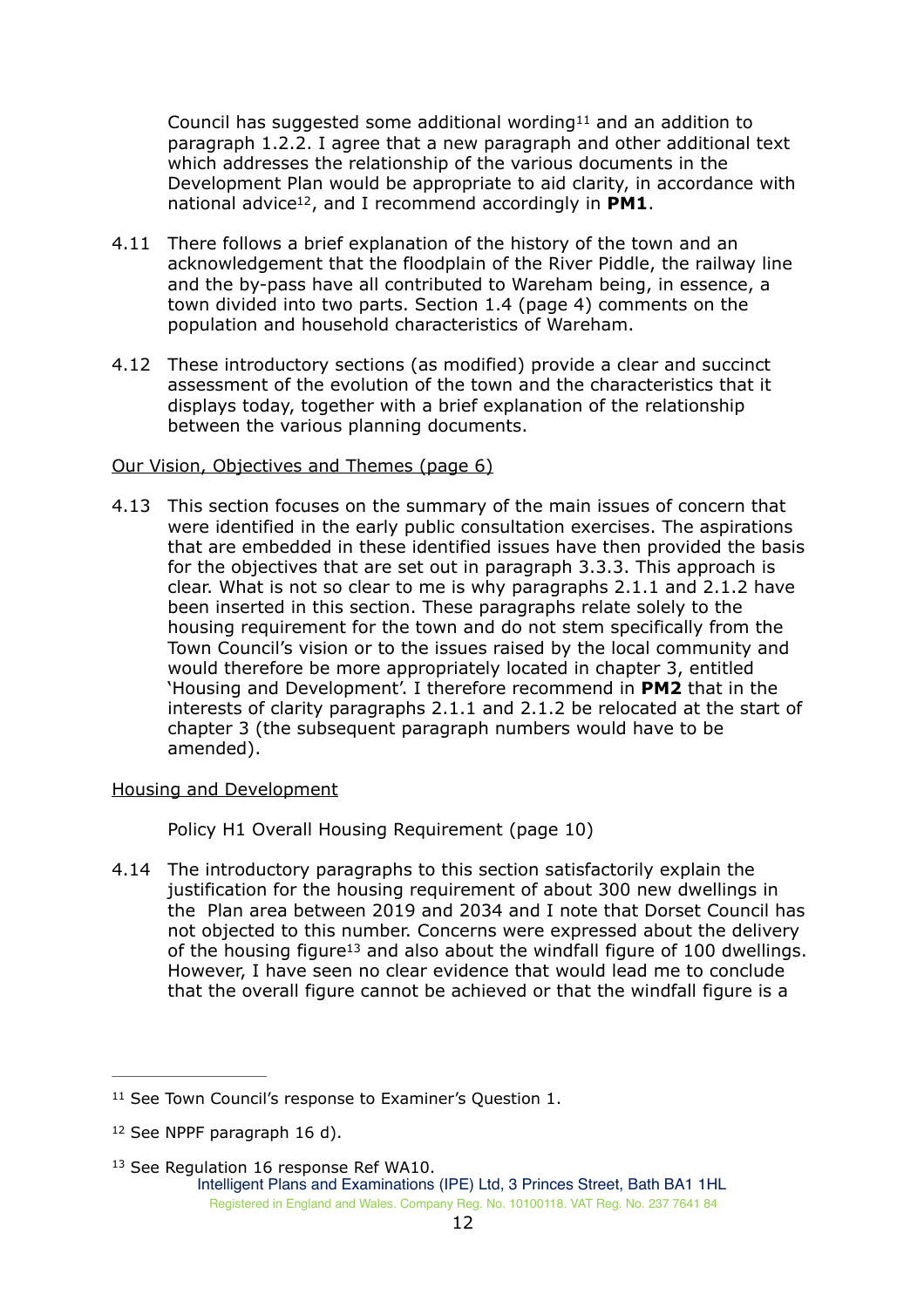Council has suggested some additional wording[11] and an addition to paragraph 1.2.2. I agree that a new paragraph and other additional text which addresses the relationship of the various documents in the Development Plan would be appropriate to aid clarity, in accordance with national advice[12], and I recommend accordingly in **PM1**.

4.11 There follows a brief explanation of the history of the town and an acknowledgement that the floodplain of the River Piddle, the railway line and the by-pass have all contributed to Wareham being, in essence, a town divided into two parts. Section 1.4 (page 4) comments on the population and household characteristics of Wareham.

4.12 These introductory sections (as modified) provide a clear and succinct assessment of the evolution of the town and the characteristics that it displays today, together with a brief explanation of the relationship between the various planning documents.

<u>Our Vision, Objectives and Themes (page 6)</u>

4.13 This section focuses on the summary of the main issues of concern that were identified in the early public consultation exercises. The aspirations that are embedded in these identified issues have then provided the basis for the objectives that are set out in paragraph 3.3.3. This approach is clear. What is not so clear to me is why paragraphs 2.1.1 and 2.1.2 have been inserted in this section. These paragraphs relate solely to the housing requirement for the town and do not stem specifically from the Town Council's vision or to the issues raised by the local community and would therefore be more appropriately located in chapter 3, entitled 'Housing and Development'. I therefore recommend in **PM2** that in the interests of clarity paragraphs 2.1.1 and 2.1.2 be relocated at the start of chapter 3 (the subsequent paragraph numbers would have to be amended).

<u>Housing and Development</u>

Policy H1 Overall Housing Requirement (page 10)

4.14 The introductory paragraphs to this section satisfactorily explain the justification for the housing requirement of about 300 new dwellings in the Plan area between 2019 and 2034 and I note that Dorset Council has not objected to this number. Concerns were expressed about the delivery of the housing figure[13] and also about the windfall figure of 100 dwellings. However, I have seen no clear evidence that would lead me to conclude that the overall figure cannot be achieved or that the windfall figure is a

---

[11] See Town Council's response to Examiner's Question 1.

[12] See NPPF paragraph 16 d).

[13] See Regulation 16 response Ref WA10.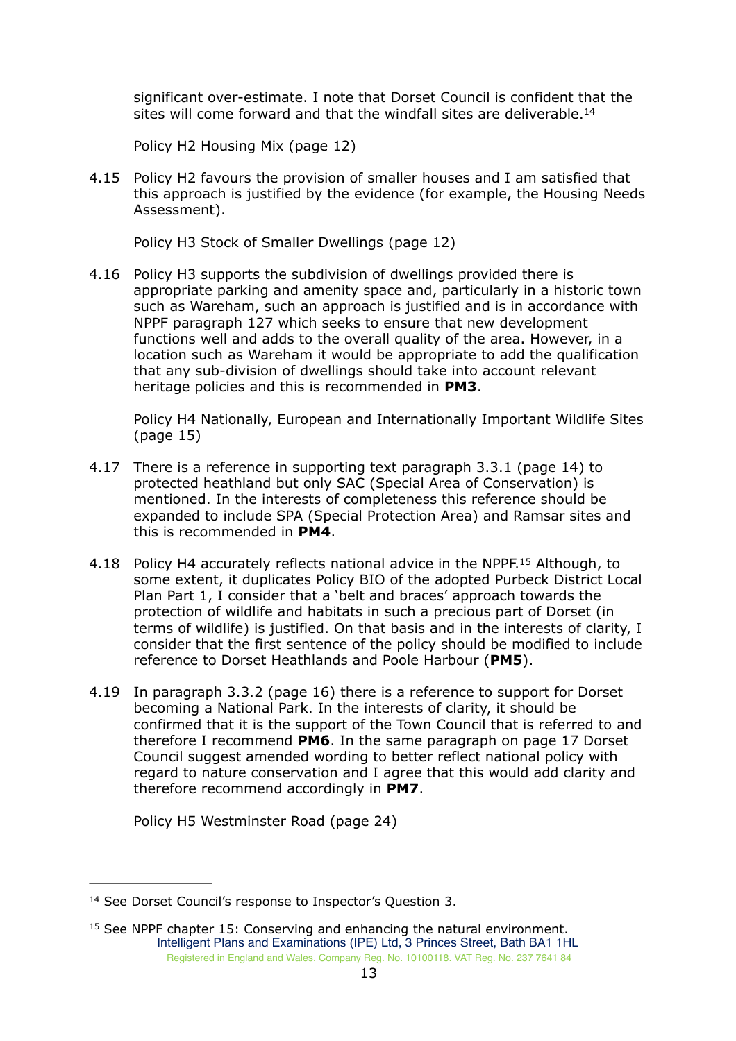significant over-estimate. I note that Dorset Council is confident that the sites will come forward and that the windfall sites are deliverable.[14]

Policy H2 Housing Mix (page 12)

4.15 Policy H2 favours the provision of smaller houses and I am satisfied that this approach is justified by the evidence (for example, the Housing Needs Assessment).

Policy H3 Stock of Smaller Dwellings (page 12)

4.16 Policy H3 supports the subdivision of dwellings provided there is appropriate parking and amenity space and, particularly in a historic town such as Wareham, such an approach is justified and is in accordance with NPPF paragraph 127 which seeks to ensure that new development functions well and adds to the overall quality of the area. However, in a location such as Wareham it would be appropriate to add the qualification that any sub-division of dwellings should take into account relevant heritage policies and this is recommended in **PM3**.

Policy H4 Nationally, European and Internationally Important Wildlife Sites (page 15)

4.17 There is a reference in supporting text paragraph 3.3.1 (page 14) to protected heathland but only SAC (Special Area of Conservation) is mentioned. In the interests of completeness this reference should be expanded to include SPA (Special Protection Area) and Ramsar sites and this is recommended in **PM4**.

4.18 Policy H4 accurately reflects national advice in the NPPF.[15] Although, to some extent, it duplicates Policy BIO of the adopted Purbeck District Local Plan Part 1, I consider that a 'belt and braces' approach towards the protection of wildlife and habitats in such a precious part of Dorset (in terms of wildlife) is justified. On that basis and in the interests of clarity, I consider that the first sentence of the policy should be modified to include reference to Dorset Heathlands and Poole Harbour (**PM5**).

4.19 In paragraph 3.3.2 (page 16) there is a reference to support for Dorset becoming a National Park. In the interests of clarity, it should be confirmed that it is the support of the Town Council that is referred to and therefore I recommend **PM6**. In the same paragraph on page 17 Dorset Council suggest amended wording to better reflect national policy with regard to nature conservation and I agree that this would add clarity and therefore recommend accordingly in **PM7**.

Policy H5 Westminster Road (page 24)

---

[14] See Dorset Council's response to Inspector's Question 3.

[15] See NPPF chapter 15: Conserving and enhancing the natural environment.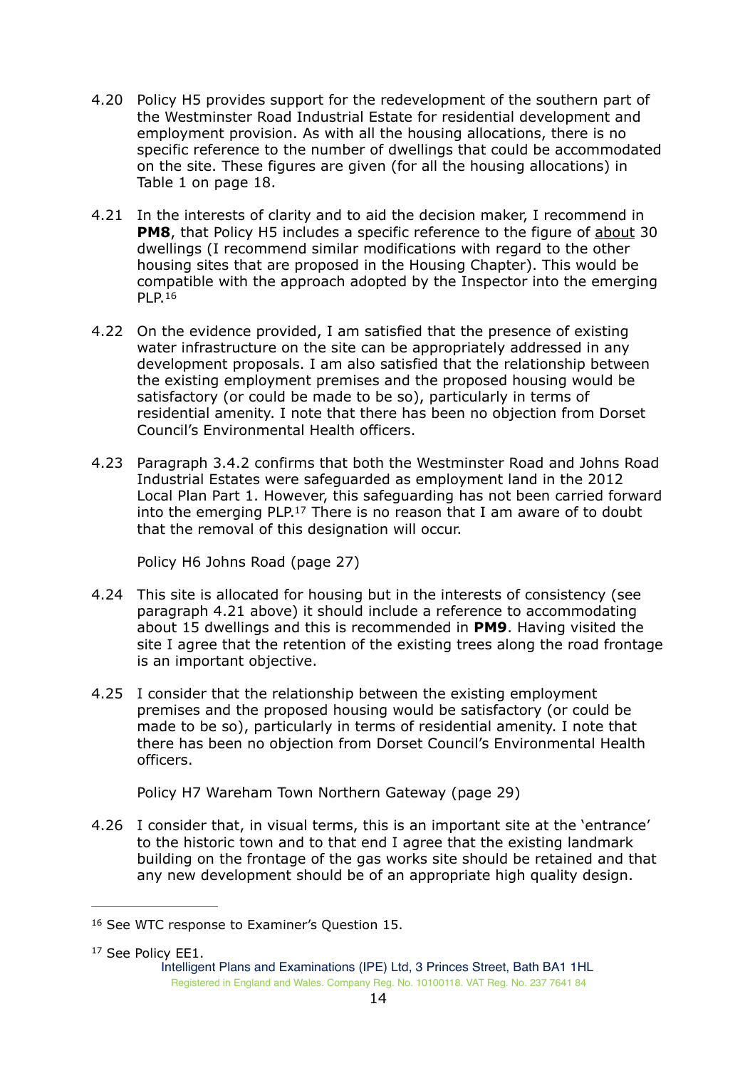4.20 Policy H5 provides support for the redevelopment of the southern part of the Westminster Road Industrial Estate for residential development and employment provision. As with all the housing allocations, there is no specific reference to the number of dwellings that could be accommodated on the site. These figures are given (for all the housing allocations) in Table 1 on page 18.

4.21 In the interests of clarity and to aid the decision maker, I recommend in **PM8**, that Policy H5 includes a specific reference to the figure of <u>about</u> 30 dwellings (I recommend similar modifications with regard to the other housing sites that are proposed in the Housing Chapter). This would be compatible with the approach adopted by the Inspector into the emerging PLP.[16]

4.22 On the evidence provided, I am satisfied that the presence of existing water infrastructure on the site can be appropriately addressed in any development proposals. I am also satisfied that the relationship between the existing employment premises and the proposed housing would be satisfactory (or could be made to be so), particularly in terms of residential amenity. I note that there has been no objection from Dorset Council's Environmental Health officers.

4.23 Paragraph 3.4.2 confirms that both the Westminster Road and Johns Road Industrial Estates were safeguarded as employment land in the 2012 Local Plan Part 1. However, this safeguarding has not been carried forward into the emerging PLP.[17] There is no reason that I am aware of to doubt that the removal of this designation will occur.

Policy H6 Johns Road (page 27)

4.24 This site is allocated for housing but in the interests of consistency (see paragraph 4.21 above) it should include a reference to accommodating about 15 dwellings and this is recommended in **PM9**. Having visited the site I agree that the retention of the existing trees along the road frontage is an important objective.

4.25 I consider that the relationship between the existing employment premises and the proposed housing would be satisfactory (or could be made to be so), particularly in terms of residential amenity. I note that there has been no objection from Dorset Council's Environmental Health officers.

Policy H7 Wareham Town Northern Gateway (page 29)

4.26 I consider that, in visual terms, this is an important site at the 'entrance' to the historic town and to that end I agree that the existing landmark building on the frontage of the gas works site should be retained and that any new development should be of an appropriate high quality design.

---

[16] See WTC response to Examiner's Question 15.

[17] See Policy EE1.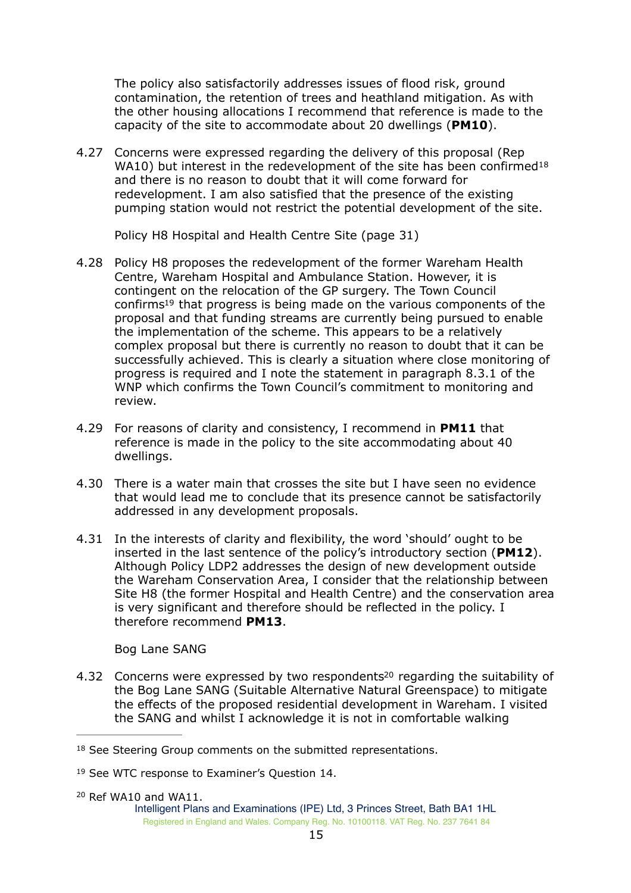The policy also satisfactorily addresses issues of flood risk, ground contamination, the retention of trees and heathland mitigation. As with the other housing allocations I recommend that reference is made to the capacity of the site to accommodate about 20 dwellings (**PM10**).

4.27 Concerns were expressed regarding the delivery of this proposal (Rep WA10) but interest in the redevelopment of the site has been confirmed[18] and there is no reason to doubt that it will come forward for redevelopment. I am also satisfied that the presence of the existing pumping station would not restrict the potential development of the site.

Policy H8 Hospital and Health Centre Site (page 31)

4.28 Policy H8 proposes the redevelopment of the former Wareham Health Centre, Wareham Hospital and Ambulance Station. However, it is contingent on the relocation of the GP surgery. The Town Council confirms[19] that progress is being made on the various components of the proposal and that funding streams are currently being pursued to enable the implementation of the scheme. This appears to be a relatively complex proposal but there is currently no reason to doubt that it can be successfully achieved. This is clearly a situation where close monitoring of progress is required and I note the statement in paragraph 8.3.1 of the WNP which confirms the Town Council's commitment to monitoring and review.

4.29 For reasons of clarity and consistency, I recommend in **PM11** that reference is made in the policy to the site accommodating about 40 dwellings.

4.30 There is a water main that crosses the site but I have seen no evidence that would lead me to conclude that its presence cannot be satisfactorily addressed in any development proposals.

4.31 In the interests of clarity and flexibility, the word 'should' ought to be inserted in the last sentence of the policy's introductory section (**PM12**). Although Policy LDP2 addresses the design of new development outside the Wareham Conservation Area, I consider that the relationship between Site H8 (the former Hospital and Health Centre) and the conservation area is very significant and therefore should be reflected in the policy. I therefore recommend **PM13**.

Bog Lane SANG

4.32 Concerns were expressed by two respondents[20] regarding the suitability of the Bog Lane SANG (Suitable Alternative Natural Greenspace) to mitigate the effects of the proposed residential development in Wareham. I visited the SANG and whilst I acknowledge it is not in comfortable walking

---

[18] See Steering Group comments on the submitted representations.

[19] See WTC response to Examiner's Question 14.

[20] Ref WA10 and WA11.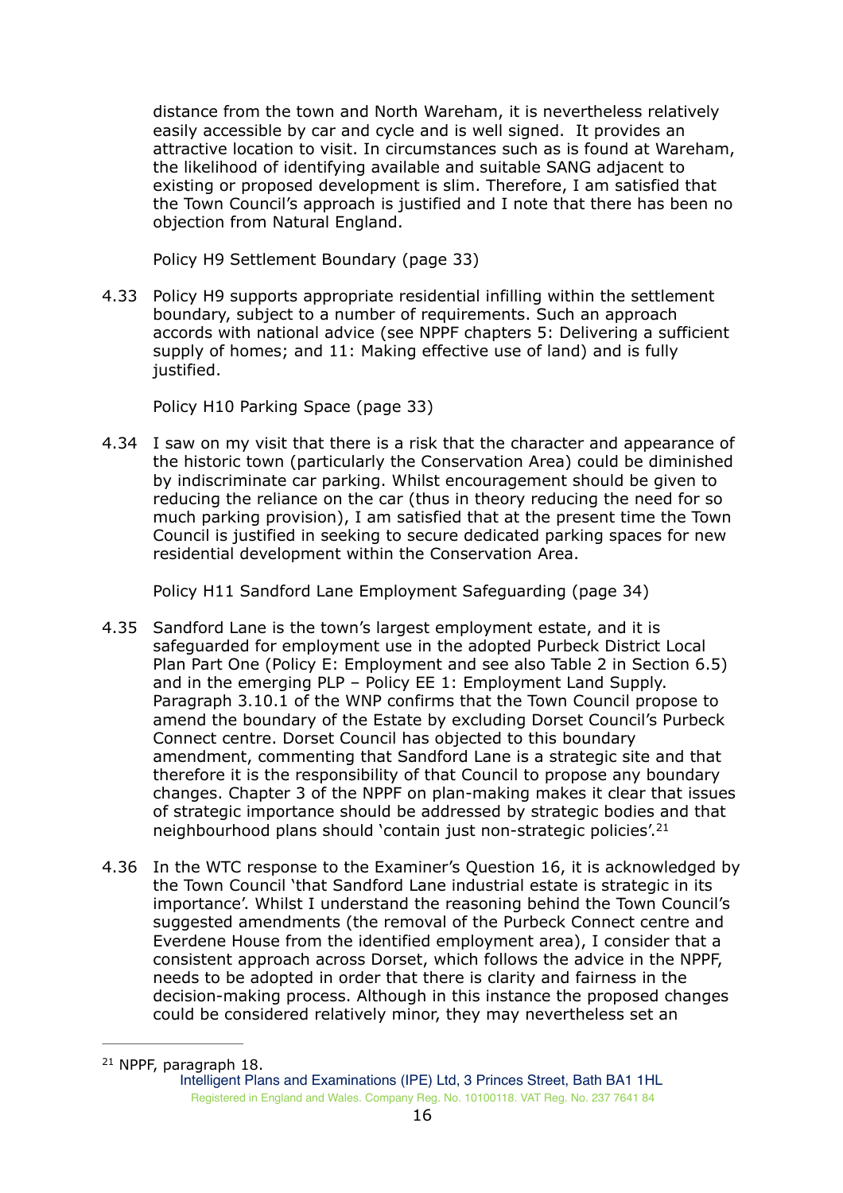distance from the town and North Wareham, it is nevertheless relatively easily accessible by car and cycle and is well signed. It provides an attractive location to visit. In circumstances such as is found at Wareham, the likelihood of identifying available and suitable SANG adjacent to existing or proposed development is slim. Therefore, I am satisfied that the Town Council's approach is justified and I note that there has been no objection from Natural England.

Policy H9 Settlement Boundary (page 33)

4.33 Policy H9 supports appropriate residential infilling within the settlement boundary, subject to a number of requirements. Such an approach accords with national advice (see NPPF chapters 5: Delivering a sufficient supply of homes; and 11: Making effective use of land) and is fully justified.

Policy H10 Parking Space (page 33)

4.34 I saw on my visit that there is a risk that the character and appearance of the historic town (particularly the Conservation Area) could be diminished by indiscriminate car parking. Whilst encouragement should be given to reducing the reliance on the car (thus in theory reducing the need for so much parking provision), I am satisfied that at the present time the Town Council is justified in seeking to secure dedicated parking spaces for new residential development within the Conservation Area.

Policy H11 Sandford Lane Employment Safeguarding (page 34)

4.35 Sandford Lane is the town's largest employment estate, and it is safeguarded for employment use in the adopted Purbeck District Local Plan Part One (Policy E: Employment and see also Table 2 in Section 6.5) and in the emerging PLP – Policy EE 1: Employment Land Supply. Paragraph 3.10.1 of the WNP confirms that the Town Council propose to amend the boundary of the Estate by excluding Dorset Council's Purbeck Connect centre. Dorset Council has objected to this boundary amendment, commenting that Sandford Lane is a strategic site and that therefore it is the responsibility of that Council to propose any boundary changes. Chapter 3 of the NPPF on plan-making makes it clear that issues of strategic importance should be addressed by strategic bodies and that neighbourhood plans should 'contain just non-strategic policies'.[21]

4.36 In the WTC response to the Examiner's Question 16, it is acknowledged by the Town Council 'that Sandford Lane industrial estate is strategic in its importance'. Whilst I understand the reasoning behind the Town Council's suggested amendments (the removal of the Purbeck Connect centre and Everdene House from the identified employment area), I consider that a consistent approach across Dorset, which follows the advice in the NPPF, needs to be adopted in order that there is clarity and fairness in the decision-making process. Although in this instance the proposed changes could be considered relatively minor, they may nevertheless set an

[21] NPPF, paragraph 18.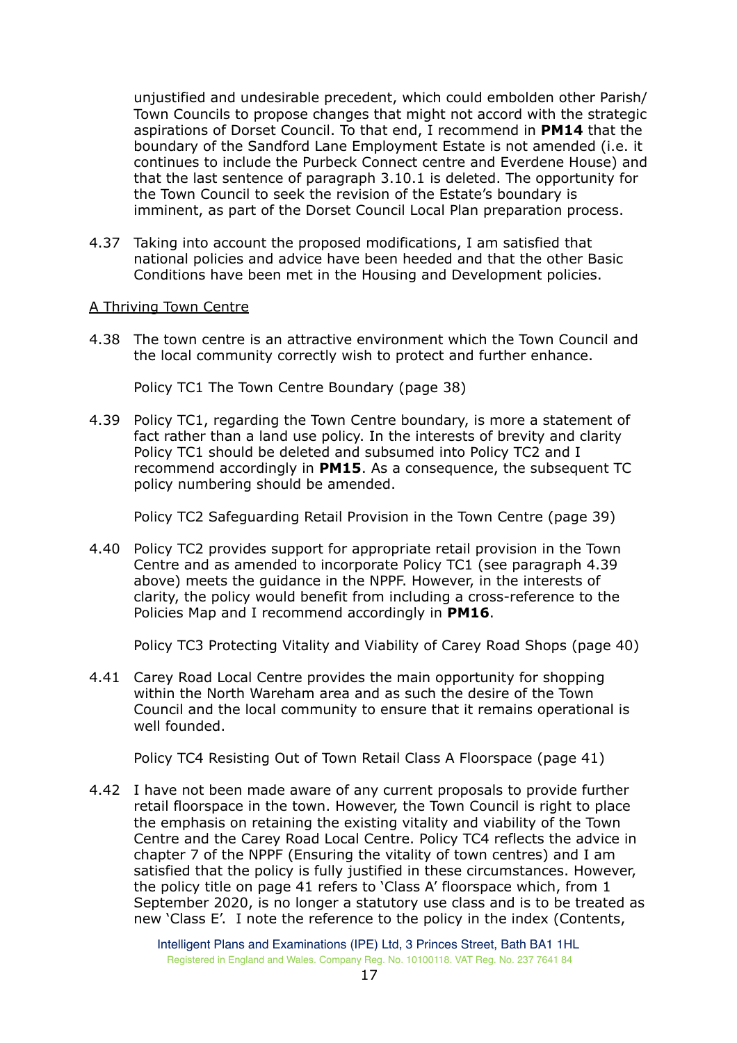unjustified and undesirable precedent, which could embolden other Parish/ Town Councils to propose changes that might not accord with the strategic aspirations of Dorset Council. To that end, I recommend in **PM14** that the boundary of the Sandford Lane Employment Estate is not amended (i.e. it continues to include the Purbeck Connect centre and Everdene House) and that the last sentence of paragraph 3.10.1 is deleted. The opportunity for the Town Council to seek the revision of the Estate's boundary is imminent, as part of the Dorset Council Local Plan preparation process.

4.37 Taking into account the proposed modifications, I am satisfied that national policies and advice have been heeded and that the other Basic Conditions have been met in the Housing and Development policies.

<u>A Thriving Town Centre</u>

4.38 The town centre is an attractive environment which the Town Council and the local community correctly wish to protect and further enhance.

Policy TC1 The Town Centre Boundary (page 38)

4.39 Policy TC1, regarding the Town Centre boundary, is more a statement of fact rather than a land use policy. In the interests of brevity and clarity Policy TC1 should be deleted and subsumed into Policy TC2 and I recommend accordingly in **PM15**. As a consequence, the subsequent TC policy numbering should be amended.

Policy TC2 Safeguarding Retail Provision in the Town Centre (page 39)

4.40 Policy TC2 provides support for appropriate retail provision in the Town Centre and as amended to incorporate Policy TC1 (see paragraph 4.39 above) meets the guidance in the NPPF. However, in the interests of clarity, the policy would benefit from including a cross-reference to the Policies Map and I recommend accordingly in **PM16**.

Policy TC3 Protecting Vitality and Viability of Carey Road Shops (page 40)

4.41 Carey Road Local Centre provides the main opportunity for shopping within the North Wareham area and as such the desire of the Town Council and the local community to ensure that it remains operational is well founded.

Policy TC4 Resisting Out of Town Retail Class A Floorspace (page 41)

4.42 I have not been made aware of any current proposals to provide further retail floorspace in the town. However, the Town Council is right to place the emphasis on retaining the existing vitality and viability of the Town Centre and the Carey Road Local Centre. Policy TC4 reflects the advice in chapter 7 of the NPPF (Ensuring the vitality of town centres) and I am satisfied that the policy is fully justified in these circumstances. However, the policy title on page 41 refers to 'Class A' floorspace which, from 1 September 2020, is no longer a statutory use class and is to be treated as new 'Class E'. I note the reference to the policy in the index (Contents,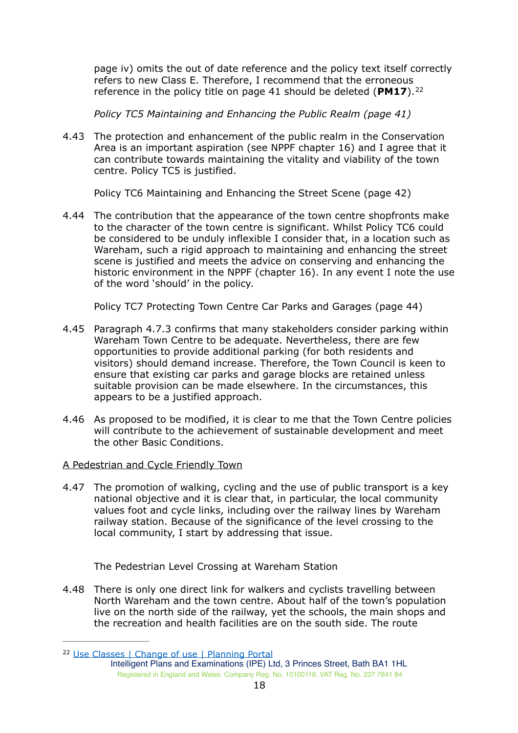page iv) omits the out of date reference and the policy text itself correctly refers to new Class E. Therefore, I recommend that the erroneous reference in the policy title on page 41 should be deleted (**PM17**).[22]

*Policy TC5 Maintaining and Enhancing the Public Realm (page 41)*

4.43 The protection and enhancement of the public realm in the Conservation Area is an important aspiration (see NPPF chapter 16) and I agree that it can contribute towards maintaining the vitality and viability of the town centre. Policy TC5 is justified.

Policy TC6 Maintaining and Enhancing the Street Scene (page 42)

4.44 The contribution that the appearance of the town centre shopfronts make to the character of the town centre is significant. Whilst Policy TC6 could be considered to be unduly inflexible I consider that, in a location such as Wareham, such a rigid approach to maintaining and enhancing the street scene is justified and meets the advice on conserving and enhancing the historic environment in the NPPF (chapter 16). In any event I note the use of the word 'should' in the policy.

Policy TC7 Protecting Town Centre Car Parks and Garages (page 44)

4.45 Paragraph 4.7.3 confirms that many stakeholders consider parking within Wareham Town Centre to be adequate. Nevertheless, there are few opportunities to provide additional parking (for both residents and visitors) should demand increase. Therefore, the Town Council is keen to ensure that existing car parks and garage blocks are retained unless suitable provision can be made elsewhere. In the circumstances, this appears to be a justified approach.

4.46 As proposed to be modified, it is clear to me that the Town Centre policies will contribute to the achievement of sustainable development and meet the other Basic Conditions.

A Pedestrian and Cycle Friendly Town

4.47 The promotion of walking, cycling and the use of public transport is a key national objective and it is clear that, in particular, the local community values foot and cycle links, including over the railway lines by Wareham railway station. Because of the significance of the level crossing to the local community, I start by addressing that issue.

The Pedestrian Level Crossing at Wareham Station

4.48 There is only one direct link for walkers and cyclists travelling between North Wareham and the town centre. About half of the town's population live on the north side of the railway, yet the schools, the main shops and the recreation and health facilities are on the south side. The route

[22] Use Classes | Change of use | Planning Portal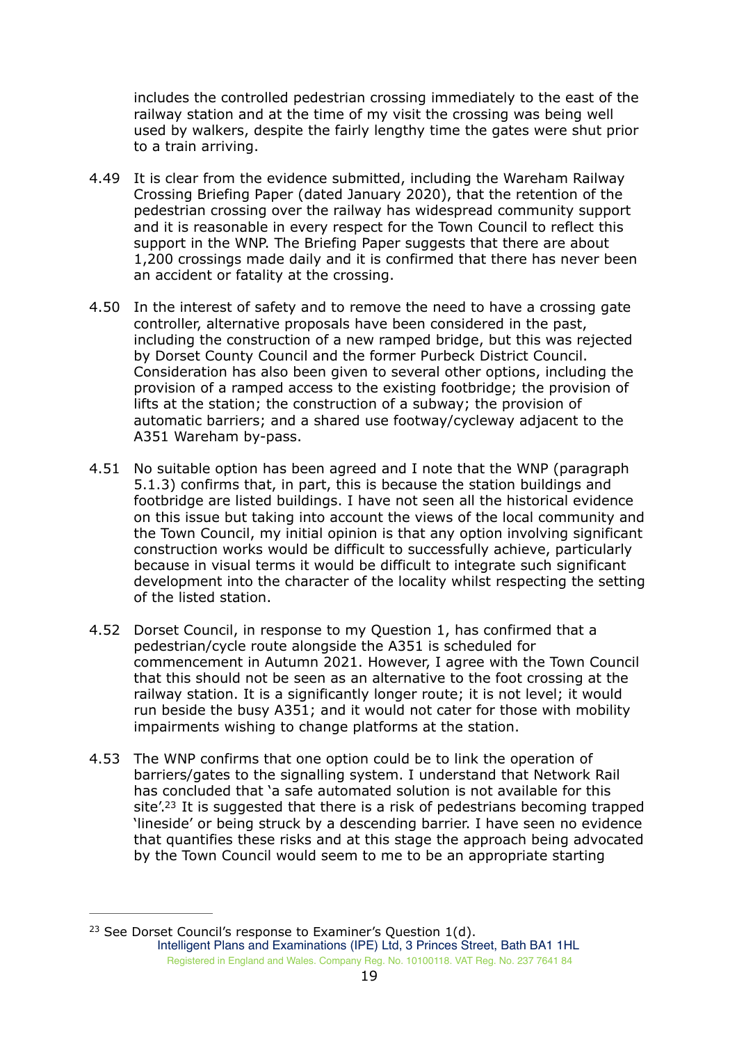includes the controlled pedestrian crossing immediately to the east of the railway station and at the time of my visit the crossing was being well used by walkers, despite the fairly lengthy time the gates were shut prior to a train arriving.

4.49 It is clear from the evidence submitted, including the Wareham Railway Crossing Briefing Paper (dated January 2020), that the retention of the pedestrian crossing over the railway has widespread community support and it is reasonable in every respect for the Town Council to reflect this support in the WNP. The Briefing Paper suggests that there are about 1,200 crossings made daily and it is confirmed that there has never been an accident or fatality at the crossing.

4.50 In the interest of safety and to remove the need to have a crossing gate controller, alternative proposals have been considered in the past, including the construction of a new ramped bridge, but this was rejected by Dorset County Council and the former Purbeck District Council. Consideration has also been given to several other options, including the provision of a ramped access to the existing footbridge; the provision of lifts at the station; the construction of a subway; the provision of automatic barriers; and a shared use footway/cycleway adjacent to the A351 Wareham by-pass.

4.51 No suitable option has been agreed and I note that the WNP (paragraph 5.1.3) confirms that, in part, this is because the station buildings and footbridge are listed buildings. I have not seen all the historical evidence on this issue but taking into account the views of the local community and the Town Council, my initial opinion is that any option involving significant construction works would be difficult to successfully achieve, particularly because in visual terms it would be difficult to integrate such significant development into the character of the locality whilst respecting the setting of the listed station.

4.52 Dorset Council, in response to my Question 1, has confirmed that a pedestrian/cycle route alongside the A351 is scheduled for commencement in Autumn 2021. However, I agree with the Town Council that this should not be seen as an alternative to the foot crossing at the railway station. It is a significantly longer route; it is not level; it would run beside the busy A351; and it would not cater for those with mobility impairments wishing to change platforms at the station.

4.53 The WNP confirms that one option could be to link the operation of barriers/gates to the signalling system. I understand that Network Rail has concluded that 'a safe automated solution is not available for this site'.[23] It is suggested that there is a risk of pedestrians becoming trapped 'lineside' or being struck by a descending barrier. I have seen no evidence that quantifies these risks and at this stage the approach being advocated by the Town Council would seem to me to be an appropriate starting

[23] See Dorset Council's response to Examiner's Question 1(d).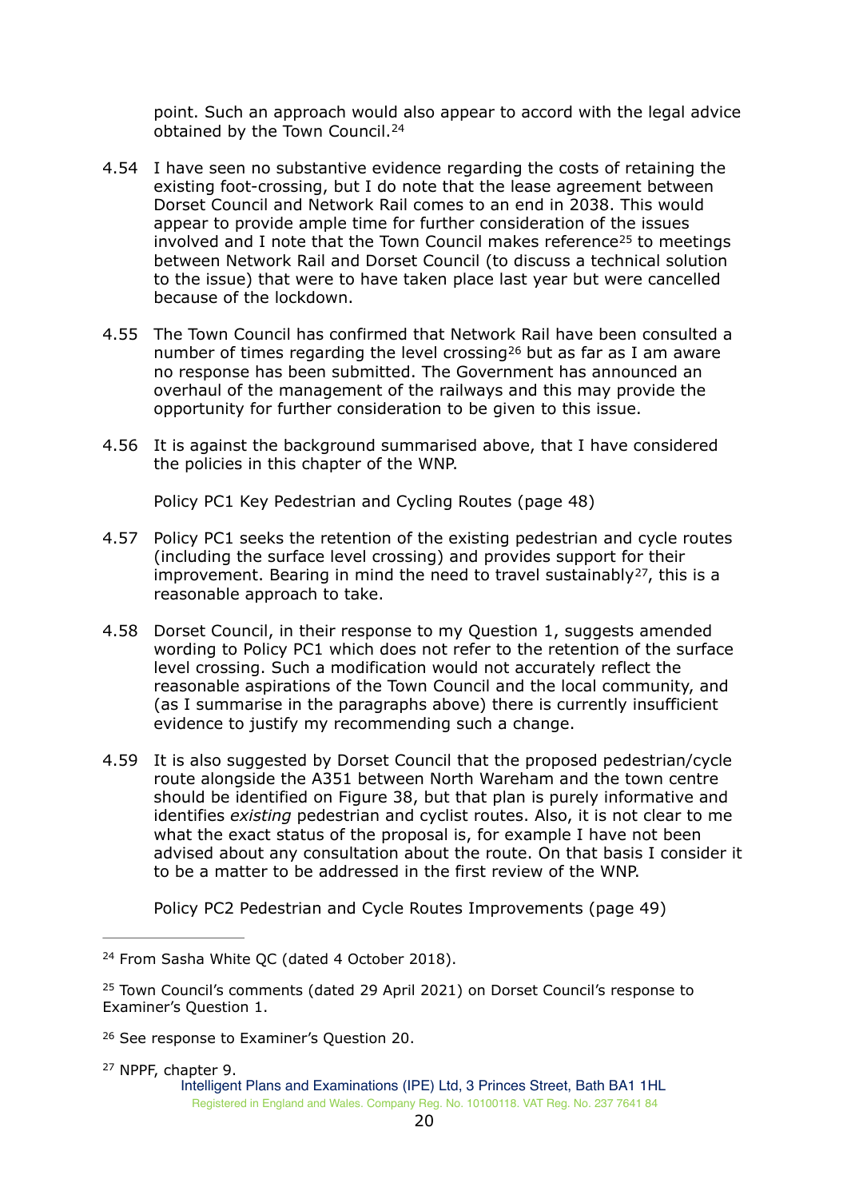point. Such an approach would also appear to accord with the legal advice obtained by the Town Council.[24]

4.54 I have seen no substantive evidence regarding the costs of retaining the existing foot-crossing, but I do note that the lease agreement between Dorset Council and Network Rail comes to an end in 2038. This would appear to provide ample time for further consideration of the issues involved and I note that the Town Council makes reference[25] to meetings between Network Rail and Dorset Council (to discuss a technical solution to the issue) that were to have taken place last year but were cancelled because of the lockdown.

4.55 The Town Council has confirmed that Network Rail have been consulted a number of times regarding the level crossing[26] but as far as I am aware no response has been submitted. The Government has announced an overhaul of the management of the railways and this may provide the opportunity for further consideration to be given to this issue.

4.56 It is against the background summarised above, that I have considered the policies in this chapter of the WNP.

Policy PC1 Key Pedestrian and Cycling Routes (page 48)

4.57 Policy PC1 seeks the retention of the existing pedestrian and cycle routes (including the surface level crossing) and provides support for their improvement. Bearing in mind the need to travel sustainably[27], this is a reasonable approach to take.

4.58 Dorset Council, in their response to my Question 1, suggests amended wording to Policy PC1 which does not refer to the retention of the surface level crossing. Such a modification would not accurately reflect the reasonable aspirations of the Town Council and the local community, and (as I summarise in the paragraphs above) there is currently insufficient evidence to justify my recommending such a change.

4.59 It is also suggested by Dorset Council that the proposed pedestrian/cycle route alongside the A351 between North Wareham and the town centre should be identified on Figure 38, but that plan is purely informative and identifies *existing* pedestrian and cyclist routes. Also, it is not clear to me what the exact status of the proposal is, for example I have not been advised about any consultation about the route. On that basis I consider it to be a matter to be addressed in the first review of the WNP.

Policy PC2 Pedestrian and Cycle Routes Improvements (page 49)

---

[24] From Sasha White QC (dated 4 October 2018).

[25] Town Council's comments (dated 29 April 2021) on Dorset Council's response to Examiner's Question 1.

[26] See response to Examiner's Question 20.

[27] NPPF, chapter 9.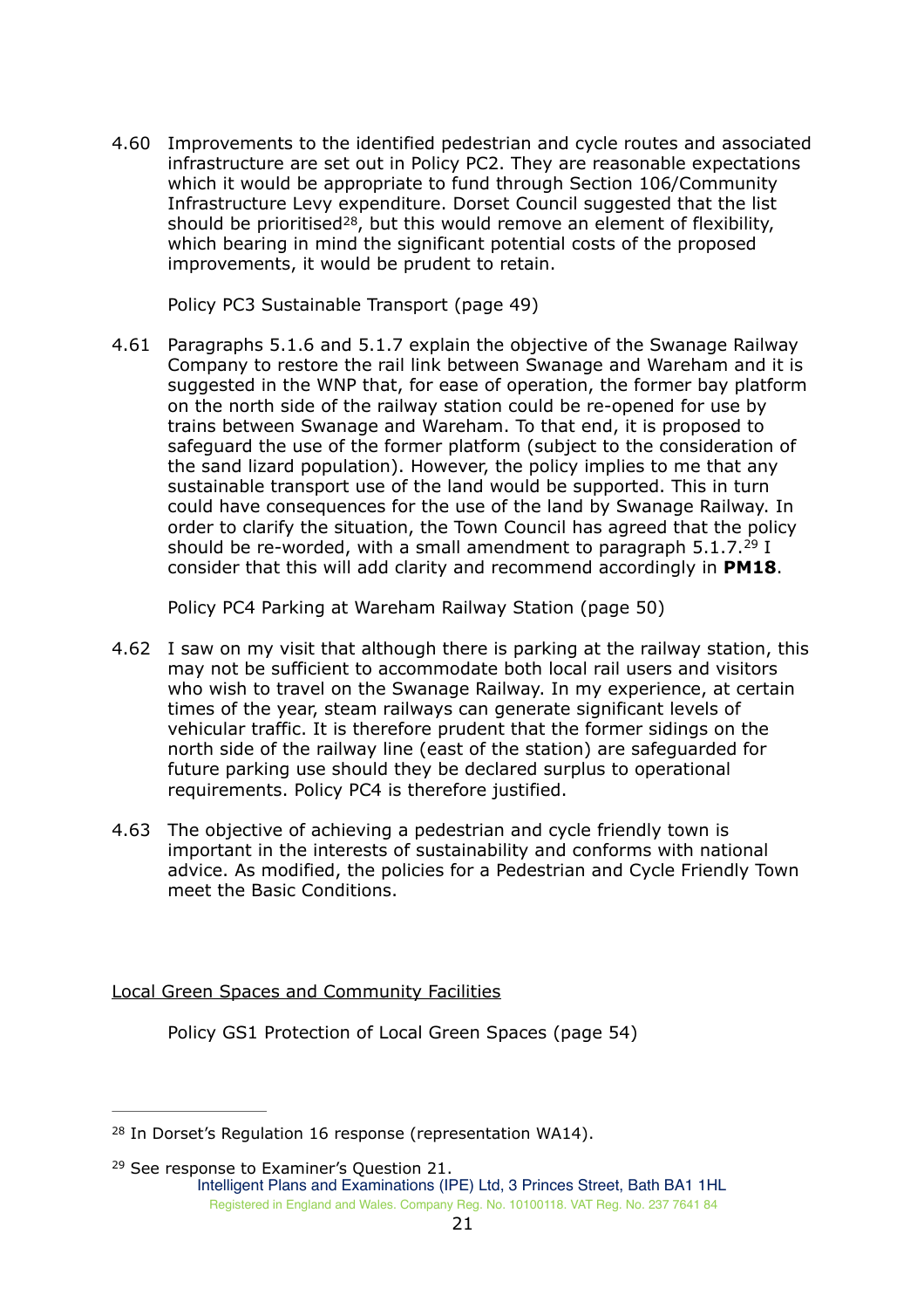4.60 Improvements to the identified pedestrian and cycle routes and associated infrastructure are set out in Policy PC2. They are reasonable expectations which it would be appropriate to fund through Section 106/Community Infrastructure Levy expenditure. Dorset Council suggested that the list should be prioritised[28], but this would remove an element of flexibility, which bearing in mind the significant potential costs of the proposed improvements, it would be prudent to retain.

Policy PC3 Sustainable Transport (page 49)

4.61 Paragraphs 5.1.6 and 5.1.7 explain the objective of the Swanage Railway Company to restore the rail link between Swanage and Wareham and it is suggested in the WNP that, for ease of operation, the former bay platform on the north side of the railway station could be re-opened for use by trains between Swanage and Wareham. To that end, it is proposed to safeguard the use of the former platform (subject to the consideration of the sand lizard population). However, the policy implies to me that any sustainable transport use of the land would be supported. This in turn could have consequences for the use of the land by Swanage Railway. In order to clarify the situation, the Town Council has agreed that the policy should be re-worded, with a small amendment to paragraph 5.1.7.[29] I consider that this will add clarity and recommend accordingly in **PM18**.

Policy PC4 Parking at Wareham Railway Station (page 50)

4.62 I saw on my visit that although there is parking at the railway station, this may not be sufficient to accommodate both local rail users and visitors who wish to travel on the Swanage Railway. In my experience, at certain times of the year, steam railways can generate significant levels of vehicular traffic. It is therefore prudent that the former sidings on the north side of the railway line (east of the station) are safeguarded for future parking use should they be declared surplus to operational requirements. Policy PC4 is therefore justified.

4.63 The objective of achieving a pedestrian and cycle friendly town is important in the interests of sustainability and conforms with national advice. As modified, the policies for a Pedestrian and Cycle Friendly Town meet the Basic Conditions.

<u>Local Green Spaces and Community Facilities</u>

Policy GS1 Protection of Local Green Spaces (page 54)

---

[28] In Dorset's Regulation 16 response (representation WA14).

[29] See response to Examiner's Question 21.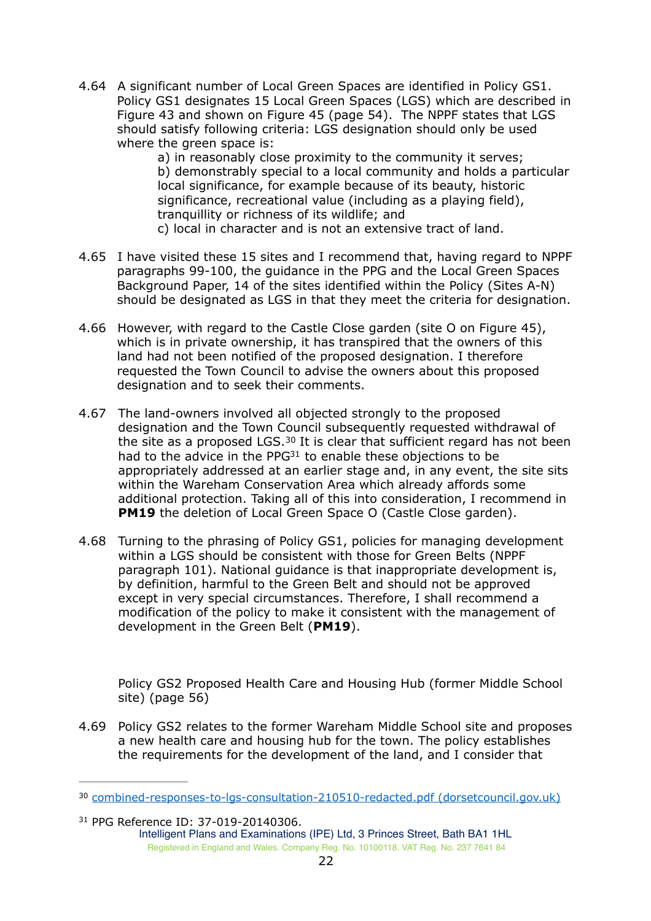4.64 A significant number of Local Green Spaces are identified in Policy GS1. Policy GS1 designates 15 Local Green Spaces (LGS) which are described in Figure 43 and shown on Figure 45 (page 54). The NPPF states that LGS should satisfy following criteria: LGS designation should only be used where the green space is:

a) in reasonably close proximity to the community it serves;
b) demonstrably special to a local community and holds a particular local significance, for example because of its beauty, historic significance, recreational value (including as a playing field), tranquillity or richness of its wildlife; and
c) local in character and is not an extensive tract of land.

4.65 I have visited these 15 sites and I recommend that, having regard to NPPF paragraphs 99-100, the guidance in the PPG and the Local Green Spaces Background Paper, 14 of the sites identified within the Policy (Sites A-N) should be designated as LGS in that they meet the criteria for designation.

4.66 However, with regard to the Castle Close garden (site O on Figure 45), which is in private ownership, it has transpired that the owners of this land had not been notified of the proposed designation. I therefore requested the Town Council to advise the owners about this proposed designation and to seek their comments.

4.67 The land-owners involved all objected strongly to the proposed designation and the Town Council subsequently requested withdrawal of the site as a proposed LGS.[30] It is clear that sufficient regard has not been had to the advice in the PPG[31] to enable these objections to be appropriately addressed at an earlier stage and, in any event, the site sits within the Wareham Conservation Area which already affords some additional protection. Taking all of this into consideration, I recommend in **PM19** the deletion of Local Green Space O (Castle Close garden).

4.68 Turning to the phrasing of Policy GS1, policies for managing development within a LGS should be consistent with those for Green Belts (NPPF paragraph 101). National guidance is that inappropriate development is, by definition, harmful to the Green Belt and should not be approved except in very special circumstances. Therefore, I shall recommend a modification of the policy to make it consistent with the management of development in the Green Belt (**PM19**).

Policy GS2 Proposed Health Care and Housing Hub (former Middle School site) (page 56)

4.69 Policy GS2 relates to the former Wareham Middle School site and proposes a new health care and housing hub for the town. The policy establishes the requirements for the development of the land, and I consider that

[30] combined-responses-to-lgs-consultation-210510-redacted.pdf (dorsetcouncil.gov.uk)

[31] PPG Reference ID: 37-019-20140306.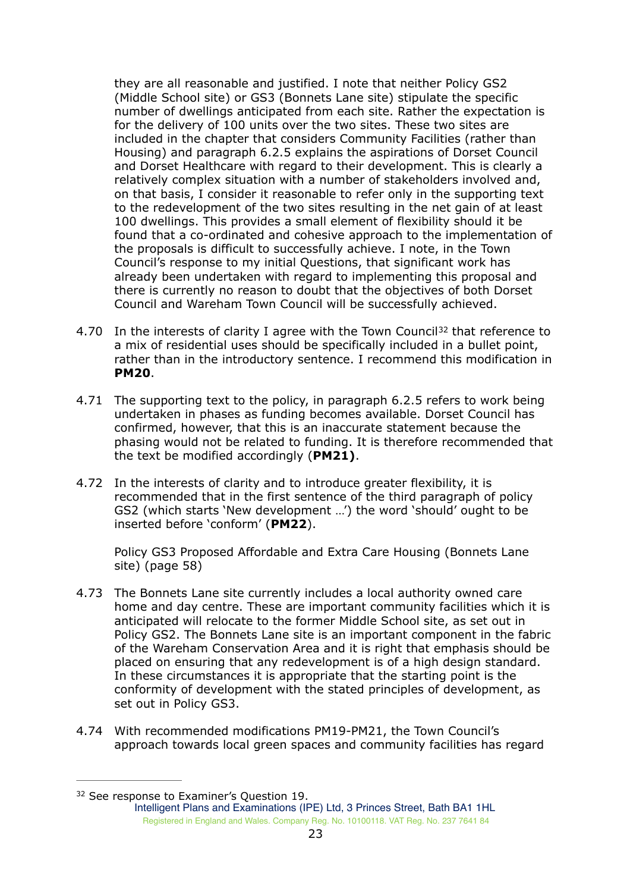they are all reasonable and justified. I note that neither Policy GS2 (Middle School site) or GS3 (Bonnets Lane site) stipulate the specific number of dwellings anticipated from each site. Rather the expectation is for the delivery of 100 units over the two sites. These two sites are included in the chapter that considers Community Facilities (rather than Housing) and paragraph 6.2.5 explains the aspirations of Dorset Council and Dorset Healthcare with regard to their development. This is clearly a relatively complex situation with a number of stakeholders involved and, on that basis, I consider it reasonable to refer only in the supporting text to the redevelopment of the two sites resulting in the net gain of at least 100 dwellings. This provides a small element of flexibility should it be found that a co-ordinated and cohesive approach to the implementation of the proposals is difficult to successfully achieve. I note, in the Town Council's response to my initial Questions, that significant work has already been undertaken with regard to implementing this proposal and there is currently no reason to doubt that the objectives of both Dorset Council and Wareham Town Council will be successfully achieved.

4.70 In the interests of clarity I agree with the Town Council[32] that reference to a mix of residential uses should be specifically included in a bullet point, rather than in the introductory sentence. I recommend this modification in **PM20**.

4.71 The supporting text to the policy, in paragraph 6.2.5 refers to work being undertaken in phases as funding becomes available. Dorset Council has confirmed, however, that this is an inaccurate statement because the phasing would not be related to funding. It is therefore recommended that the text be modified accordingly (**PM21)**.

4.72 In the interests of clarity and to introduce greater flexibility, it is recommended that in the first sentence of the third paragraph of policy GS2 (which starts 'New development …') the word 'should' ought to be inserted before 'conform' (**PM22**).

Policy GS3 Proposed Affordable and Extra Care Housing (Bonnets Lane site) (page 58)

4.73 The Bonnets Lane site currently includes a local authority owned care home and day centre. These are important community facilities which it is anticipated will relocate to the former Middle School site, as set out in Policy GS2. The Bonnets Lane site is an important component in the fabric of the Wareham Conservation Area and it is right that emphasis should be placed on ensuring that any redevelopment is of a high design standard. In these circumstances it is appropriate that the starting point is the conformity of development with the stated principles of development, as set out in Policy GS3.

4.74 With recommended modifications PM19-PM21, the Town Council's approach towards local green spaces and community facilities has regard

[32] See response to Examiner's Question 19.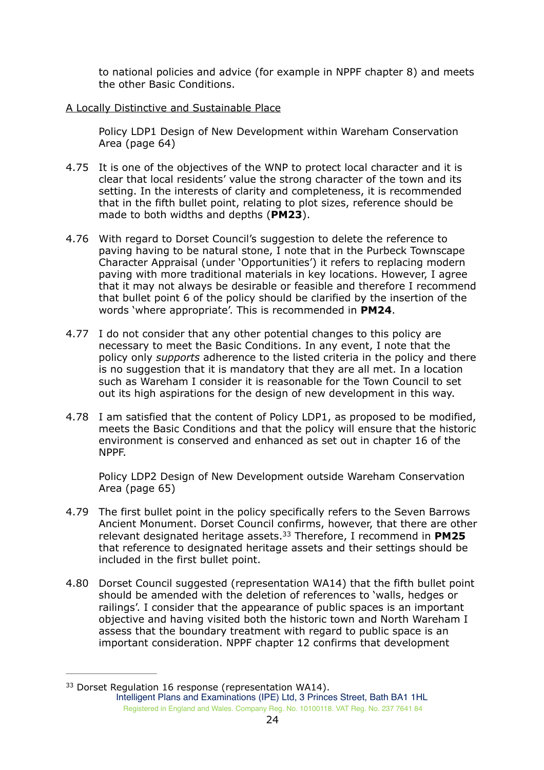to national policies and advice (for example in NPPF chapter 8) and meets the other Basic Conditions.

<u>A Locally Distinctive and Sustainable Place</u>

Policy LDP1 Design of New Development within Wareham Conservation Area (page 64)

4.75 It is one of the objectives of the WNP to protect local character and it is clear that local residents' value the strong character of the town and its setting. In the interests of clarity and completeness, it is recommended that in the fifth bullet point, relating to plot sizes, reference should be made to both widths and depths (**PM23**).

4.76 With regard to Dorset Council's suggestion to delete the reference to paving having to be natural stone, I note that in the Purbeck Townscape Character Appraisal (under 'Opportunities') it refers to replacing modern paving with more traditional materials in key locations. However, I agree that it may not always be desirable or feasible and therefore I recommend that bullet point 6 of the policy should be clarified by the insertion of the words 'where appropriate'. This is recommended in **PM24**.

4.77 I do not consider that any other potential changes to this policy are necessary to meet the Basic Conditions. In any event, I note that the policy only *supports* adherence to the listed criteria in the policy and there is no suggestion that it is mandatory that they are all met. In a location such as Wareham I consider it is reasonable for the Town Council to set out its high aspirations for the design of new development in this way.

4.78 I am satisfied that the content of Policy LDP1, as proposed to be modified, meets the Basic Conditions and that the policy will ensure that the historic environment is conserved and enhanced as set out in chapter 16 of the NPPF.

Policy LDP2 Design of New Development outside Wareham Conservation Area (page 65)

4.79 The first bullet point in the policy specifically refers to the Seven Barrows Ancient Monument. Dorset Council confirms, however, that there are other relevant designated heritage assets.[33] Therefore, I recommend in **PM25** that reference to designated heritage assets and their settings should be included in the first bullet point.

4.80 Dorset Council suggested (representation WA14) that the fifth bullet point should be amended with the deletion of references to 'walls, hedges or railings'. I consider that the appearance of public spaces is an important objective and having visited both the historic town and North Wareham I assess that the boundary treatment with regard to public space is an important consideration. NPPF chapter 12 confirms that development

---

[33] Dorset Regulation 16 response (representation WA14).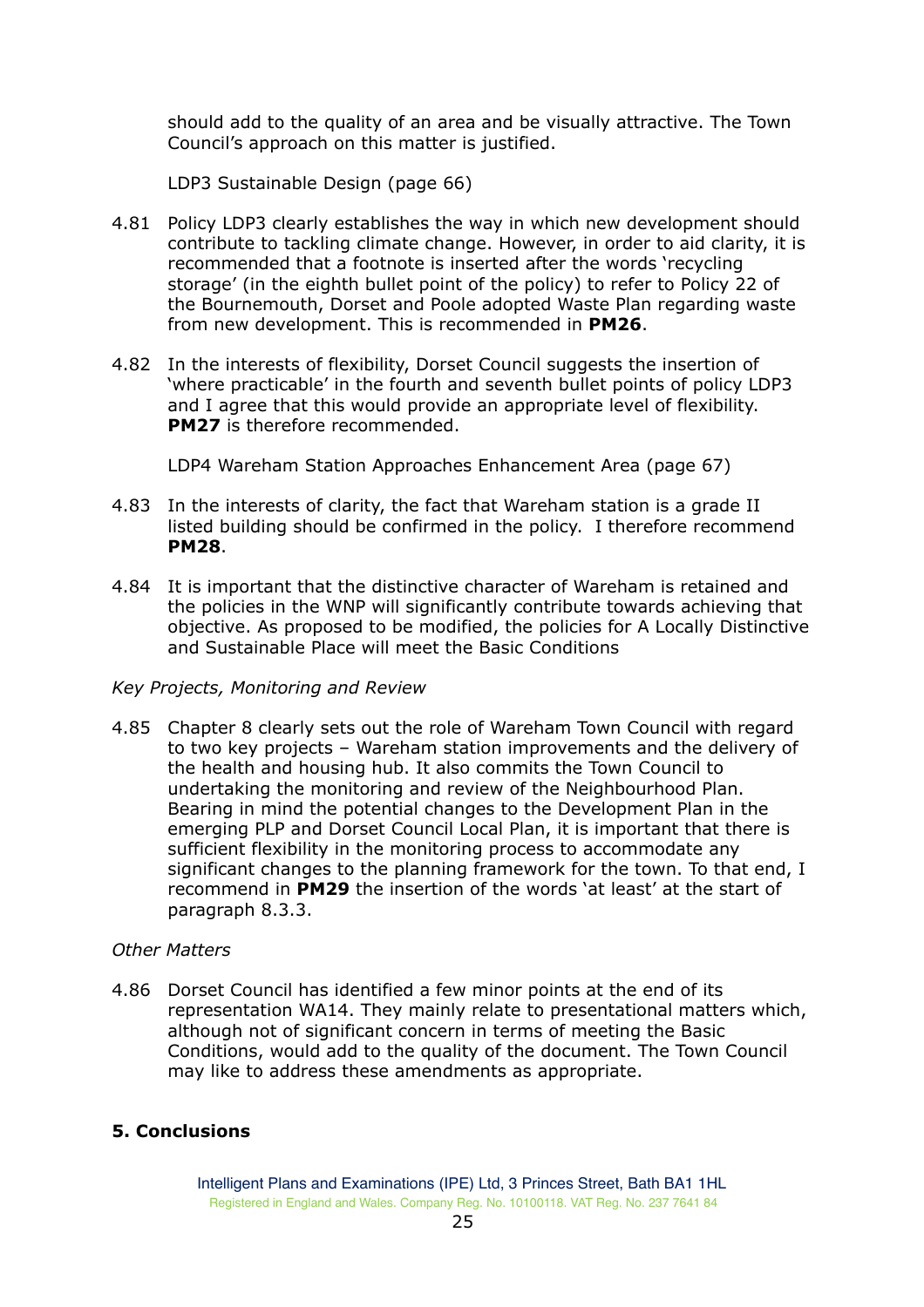should add to the quality of an area and be visually attractive. The Town Council's approach on this matter is justified.

LDP3 Sustainable Design (page 66)

4.81 Policy LDP3 clearly establishes the way in which new development should contribute to tackling climate change. However, in order to aid clarity, it is recommended that a footnote is inserted after the words 'recycling storage' (in the eighth bullet point of the policy) to refer to Policy 22 of the Bournemouth, Dorset and Poole adopted Waste Plan regarding waste from new development. This is recommended in **PM26**.

4.82 In the interests of flexibility, Dorset Council suggests the insertion of 'where practicable' in the fourth and seventh bullet points of policy LDP3 and I agree that this would provide an appropriate level of flexibility. **PM27** is therefore recommended.

LDP4 Wareham Station Approaches Enhancement Area (page 67)

4.83 In the interests of clarity, the fact that Wareham station is a grade II listed building should be confirmed in the policy. I therefore recommend **PM28**.

4.84 It is important that the distinctive character of Wareham is retained and the policies in the WNP will significantly contribute towards achieving that objective. As proposed to be modified, the policies for A Locally Distinctive and Sustainable Place will meet the Basic Conditions

*Key Projects, Monitoring and Review*

4.85 Chapter 8 clearly sets out the role of Wareham Town Council with regard to two key projects – Wareham station improvements and the delivery of the health and housing hub. It also commits the Town Council to undertaking the monitoring and review of the Neighbourhood Plan. Bearing in mind the potential changes to the Development Plan in the emerging PLP and Dorset Council Local Plan, it is important that there is sufficient flexibility in the monitoring process to accommodate any significant changes to the planning framework for the town. To that end, I recommend in **PM29** the insertion of the words 'at least' at the start of paragraph 8.3.3.

*Other Matters*

4.86 Dorset Council has identified a few minor points at the end of its representation WA14. They mainly relate to presentational matters which, although not of significant concern in terms of meeting the Basic Conditions, would add to the quality of the document. The Town Council may like to address these amendments as appropriate.

## 5. Conclusions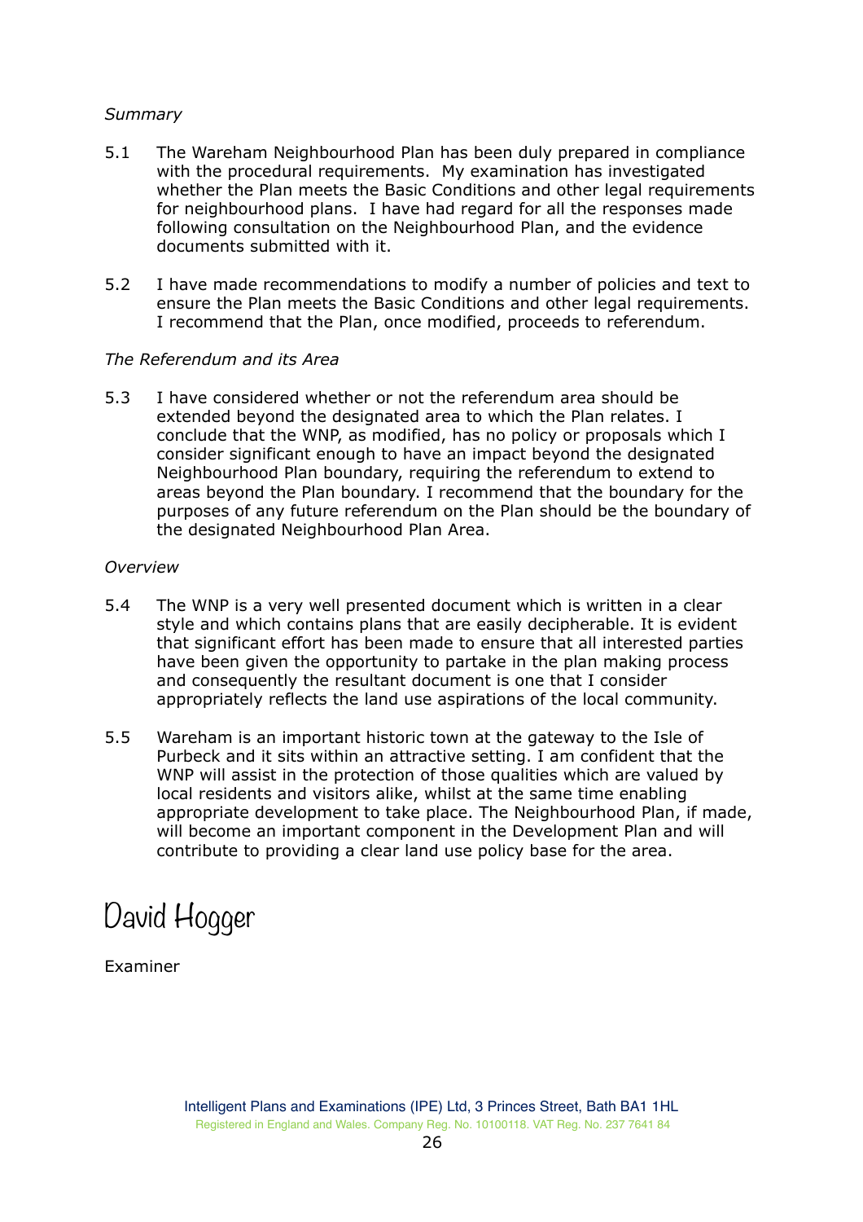*Summary*

5.1 The Wareham Neighbourhood Plan has been duly prepared in compliance with the procedural requirements. My examination has investigated whether the Plan meets the Basic Conditions and other legal requirements for neighbourhood plans. I have had regard for all the responses made following consultation on the Neighbourhood Plan, and the evidence documents submitted with it.

5.2 I have made recommendations to modify a number of policies and text to ensure the Plan meets the Basic Conditions and other legal requirements. I recommend that the Plan, once modified, proceeds to referendum.

*The Referendum and its Area*

5.3 I have considered whether or not the referendum area should be extended beyond the designated area to which the Plan relates. I conclude that the WNP, as modified, has no policy or proposals which I consider significant enough to have an impact beyond the designated Neighbourhood Plan boundary, requiring the referendum to extend to areas beyond the Plan boundary. I recommend that the boundary for the purposes of any future referendum on the Plan should be the boundary of the designated Neighbourhood Plan Area.

*Overview*

5.4 The WNP is a very well presented document which is written in a clear style and which contains plans that are easily decipherable. It is evident that significant effort has been made to ensure that all interested parties have been given the opportunity to partake in the plan making process and consequently the resultant document is one that I consider appropriately reflects the land use aspirations of the local community.

5.5 Wareham is an important historic town at the gateway to the Isle of Purbeck and it sits within an attractive setting. I am confident that the WNP will assist in the protection of those qualities which are valued by local residents and visitors alike, whilst at the same time enabling appropriate development to take place. The Neighbourhood Plan, if made, will become an important component in the Development Plan and will contribute to providing a clear land use policy base for the area.

David Hogger

Examiner

Intelligent Plans and Examinations (IPE) Ltd, 3 Princes Street, Bath BA1 1HL
Registered in England and Wales. Company Reg. No. 10100118. VAT Reg. No. 237 7641 84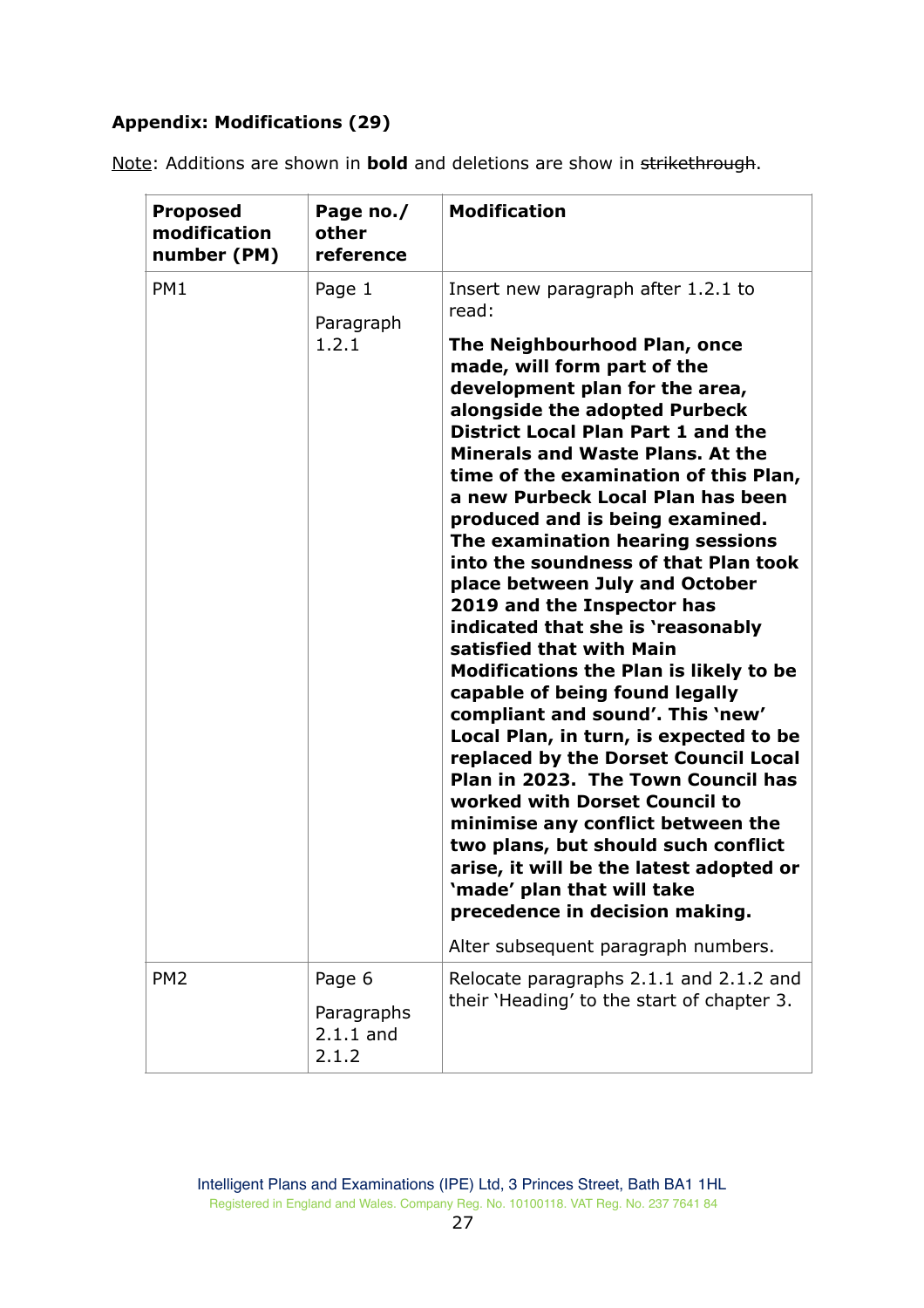**Appendix: Modifications (29)**

Note: Additions are shown in **bold** and deletions are show in ~~strikethrough~~.

| Proposed modification number (PM) | Page no./ other reference | Modification |
|---|---|---|
| PM1 | Page 1<br><br>Paragraph 1.2.1 | Insert new paragraph after 1.2.1 to read:<br><br>**The Neighbourhood Plan, once made, will form part of the development plan for the area, alongside the adopted Purbeck District Local Plan Part 1 and the Minerals and Waste Plans. At the time of the examination of this Plan, a new Purbeck Local Plan has been produced and is being examined. The examination hearing sessions into the soundness of that Plan took place between July and October 2019 and the Inspector has indicated that she is 'reasonably satisfied that with Main Modifications the Plan is likely to be capable of being found legally compliant and sound'. This 'new' Local Plan, in turn, is expected to be replaced by the Dorset Council Local Plan in 2023. The Town Council has worked with Dorset Council to minimise any conflict between the two plans, but should such conflict arise, it will be the latest adopted or 'made' plan that will take precedence in decision making.**<br><br>Alter subsequent paragraph numbers. |
| PM2 | Page 6<br><br>Paragraphs 2.1.1 and 2.1.2 | Relocate paragraphs 2.1.1 and 2.1.2 and their 'Heading' to the start of chapter 3. |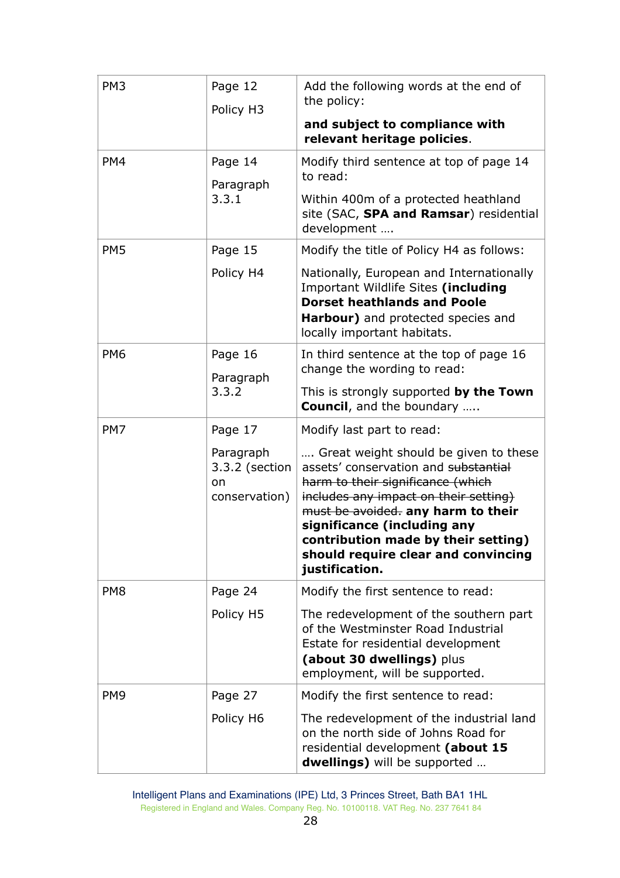| | | |
|---|---|---|
| PM3 | Page 12<br><br>Policy H3 | Add the following words at the end of the policy:<br><br>**and subject to compliance with relevant heritage policies**. |
| PM4 | Page 14<br><br>Paragraph 3.3.1 | Modify third sentence at top of page 14 to read:<br><br>Within 400m of a protected heathland site (SAC, **SPA and Ramsar**) residential development …. |
| PM5 | Page 15<br><br>Policy H4 | Modify the title of Policy H4 as follows:<br><br>Nationally, European and Internationally Important Wildlife Sites **(including Dorset heathlands and Poole Harbour)** and protected species and locally important habitats. |
| PM6 | Page 16<br><br>Paragraph 3.3.2 | In third sentence at the top of page 16 change the wording to read:<br><br>This is strongly supported **by the Town Council**, and the boundary ….. |
| PM7 | Page 17<br><br>Paragraph 3.3.2 (section on conservation) | Modify last part to read:<br><br>…. Great weight should be given to these assets' conservation and ~~substantial harm to their significance (which includes any impact on their setting) must be avoided.~~ **any harm to their significance (including any contribution made by their setting) should require clear and convincing justification.** |
| PM8 | Page 24<br><br>Policy H5 | Modify the first sentence to read:<br><br>The redevelopment of the southern part of the Westminster Road Industrial Estate for residential development **(about 30 dwellings)** plus employment, will be supported. |
| PM9 | Page 27<br><br>Policy H6 | Modify the first sentence to read:<br><br>The redevelopment of the industrial land on the north side of Johns Road for residential development **(about 15 dwellings)** will be supported … |

Intelligent Plans and Examinations (IPE) Ltd, 3 Princes Street, Bath BA1 1HL
Registered in England and Wales. Company Reg. No. 10100118. VAT Reg. No. 237 7641 84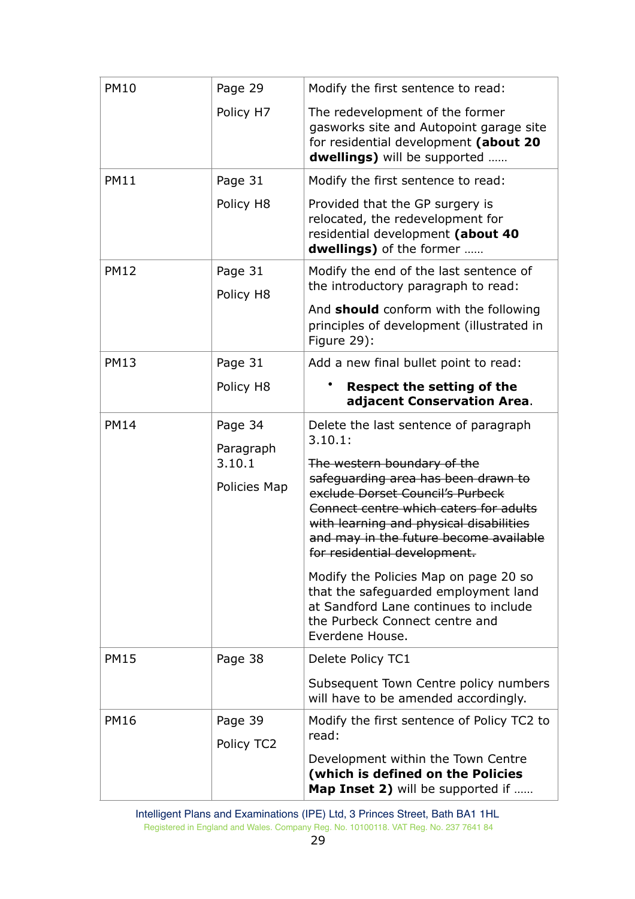| | | |
|---|---|---|
| PM10 | Page 29<br><br>Policy H7 | Modify the first sentence to read:<br><br>The redevelopment of the former gasworks site and Autopoint garage site for residential development **(about 20 dwellings)** will be supported …… |
| PM11 | Page 31<br><br>Policy H8 | Modify the first sentence to read:<br><br>Provided that the GP surgery is relocated, the redevelopment for residential development **(about 40 dwellings)** of the former …… |
| PM12 | Page 31<br><br>Policy H8 | Modify the end of the last sentence of the introductory paragraph to read:<br><br>And **should** conform with the following principles of development (illustrated in Figure 29): |
| PM13 | Page 31<br><br>Policy H8 | Add a new final bullet point to read:<br><br>• **Respect the setting of the adjacent Conservation Area**. |
| PM14 | Page 34<br><br>Paragraph 3.10.1<br><br>Policies Map | Delete the last sentence of paragraph 3.10.1:<br><br>~~The western boundary of the safeguarding area has been drawn to exclude Dorset Council's Purbeck Connect centre which caters for adults with learning and physical disabilities and may in the future become available for residential development.~~<br><br>Modify the Policies Map on page 20 so that the safeguarded employment land at Sandford Lane continues to include the Purbeck Connect centre and Everdene House. |
| PM15 | Page 38 | Delete Policy TC1<br><br>Subsequent Town Centre policy numbers will have to be amended accordingly. |
| PM16 | Page 39<br><br>Policy TC2 | Modify the first sentence of Policy TC2 to read:<br><br>Development within the Town Centre **(which is defined on the Policies Map Inset 2)** will be supported if …… |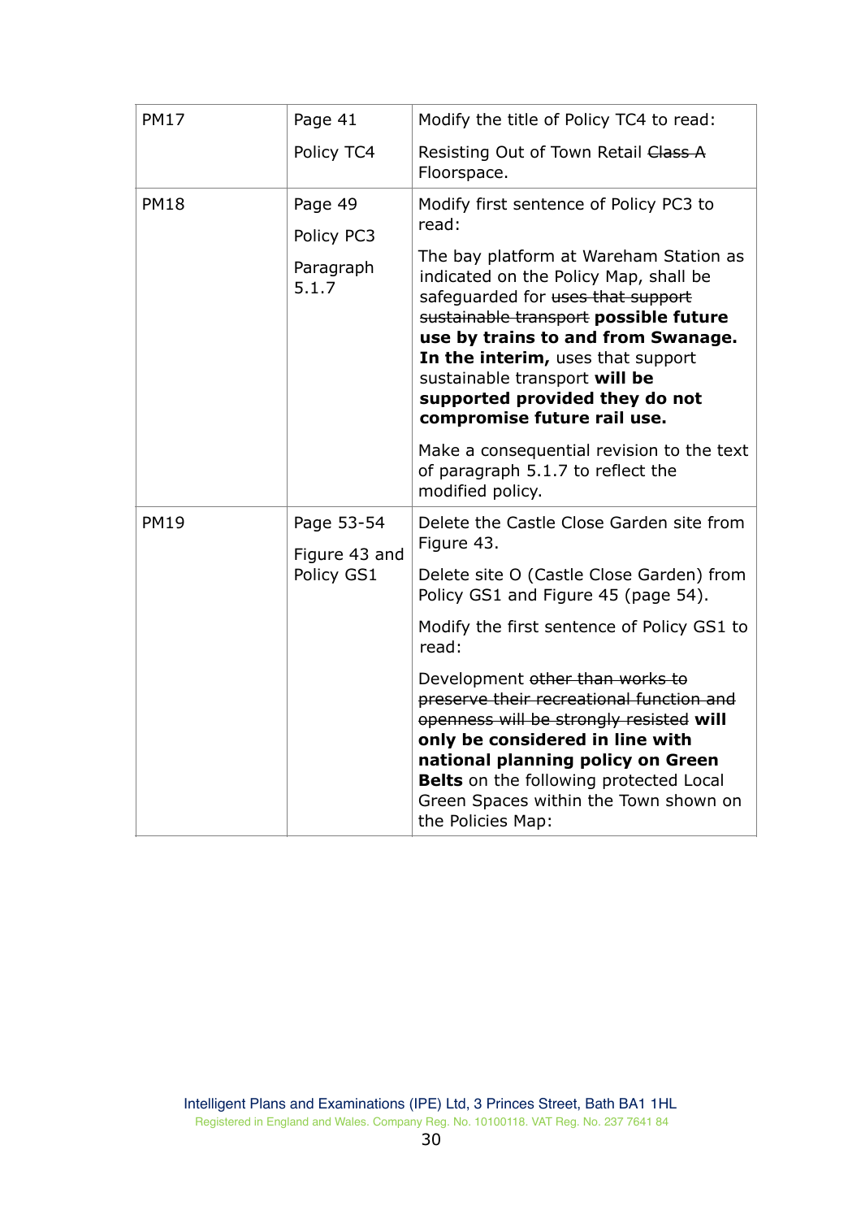| PM17 | Page 41<br><br>Policy TC4 | Modify the title of Policy TC4 to read:<br><br>Resisting Out of Town Retail ~~Class A~~ Floorspace. |
|---|---|---|
| PM18 | Page 49<br><br>Policy PC3<br><br>Paragraph 5.1.7 | Modify first sentence of Policy PC3 to read:<br><br>The bay platform at Wareham Station as indicated on the Policy Map, shall be safeguarded for ~~uses that support sustainable transport~~ **possible future use by trains to and from Swanage. In the interim,** uses that support sustainable transport **will be supported provided they do not compromise future rail use.**<br><br>Make a consequential revision to the text of paragraph 5.1.7 to reflect the modified policy. |
| PM19 | Page 53-54<br><br>Figure 43 and Policy GS1 | Delete the Castle Close Garden site from Figure 43.<br><br>Delete site O (Castle Close Garden) from Policy GS1 and Figure 45 (page 54).<br><br>Modify the first sentence of Policy GS1 to read:<br><br>Development ~~other than works to preserve their recreational function and openness will be strongly resisted~~ **will only be considered in line with national planning policy on Green Belts** on the following protected Local Green Spaces within the Town shown on the Policies Map: |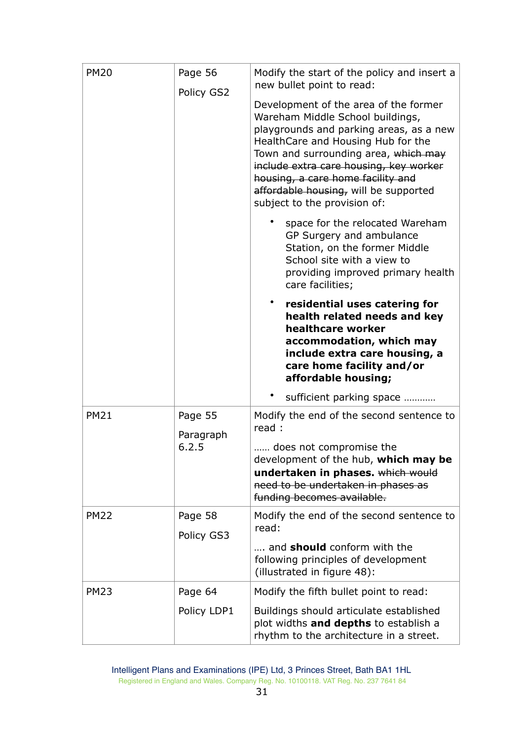| PM20 | Page 56<br><br>Policy GS2 | Modify the start of the policy and insert a new bullet point to read:<br><br>Development of the area of the former Wareham Middle School buildings, playgrounds and parking areas, as a new HealthCare and Housing Hub for the Town and surrounding area, ~~which may include extra care housing, key worker housing, a care home facility and affordable housing,~~ will be supported subject to the provision of:<br><br>• space for the relocated Wareham GP Surgery and ambulance Station, on the former Middle School site with a view to providing improved primary health care facilities;<br><br>• **residential uses catering for health related needs and key healthcare worker accommodation, which may include extra care housing, a care home facility and/or affordable housing;**<br><br>• sufficient parking space ………… |
|---|---|---|
| PM21 | Page 55<br><br>Paragraph 6.2.5 | Modify the end of the second sentence to read :<br><br>…… does not compromise the development of the hub, **which may be undertaken in phases.** ~~which would need to be undertaken in phases as funding becomes available.~~ |
| PM22 | Page 58<br><br>Policy GS3 | Modify the end of the second sentence to read:<br><br>…. and **should** conform with the following principles of development (illustrated in figure 48): |
| PM23 | Page 64<br><br>Policy LDP1 | Modify the fifth bullet point to read:<br><br>Buildings should articulate established plot widths **and depths** to establish a rhythm to the architecture in a street. |

Intelligent Plans and Examinations (IPE) Ltd, 3 Princes Street, Bath BA1 1HL
Registered in England and Wales. Company Reg. No. 10100118. VAT Reg. No. 237 7641 84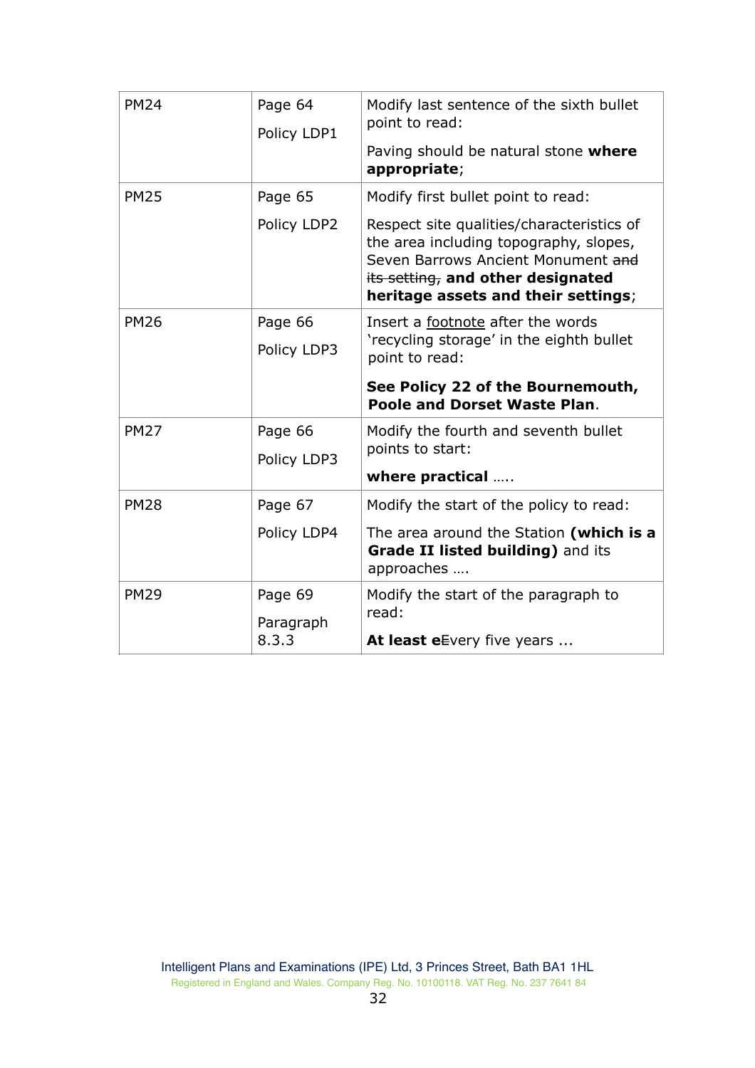| | | |
|---|---|---|
| PM24 | Page 64<br><br>Policy LDP1 | Modify last sentence of the sixth bullet point to read:<br><br>Paving should be natural stone **where appropriate**; |
| PM25 | Page 65<br><br>Policy LDP2 | Modify first bullet point to read:<br><br>Respect site qualities/characteristics of the area including topography, slopes, Seven Barrows Ancient Monument ~~and its setting,~~ **and other designated heritage assets and their settings**; |
| PM26 | Page 66<br><br>Policy LDP3 | Insert a <u>footnote</u> after the words 'recycling storage' in the eighth bullet point to read:<br><br>**See Policy 22 of the Bournemouth, Poole and Dorset Waste Plan**. |
| PM27 | Page 66<br><br>Policy LDP3 | Modify the fourth and seventh bullet points to start:<br><br>**where practical** ….. |
| PM28 | Page 67<br><br>Policy LDP4 | Modify the start of the policy to read:<br><br>The area around the Station **(which is a Grade II listed building)** and its approaches …. |
| PM29 | Page 69<br><br>Paragraph 8.3.3 | Modify the start of the paragraph to read:<br><br>**At least e**~~E~~very five years ... |

Intelligent Plans and Examinations (IPE) Ltd, 3 Princes Street, Bath BA1 1HL
Registered in England and Wales. Company Reg. No. 10100118. VAT Reg. No. 237 7641 84